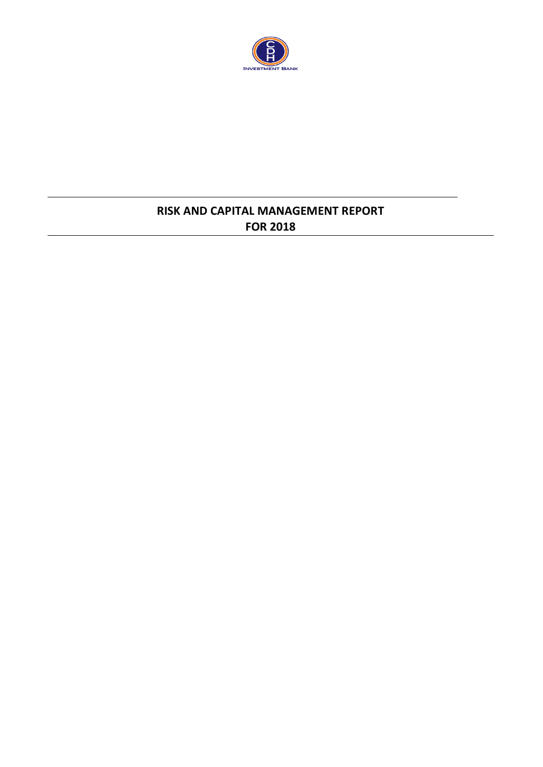# RISK AND CAPITAL MANAGEMENT REPORT FOR 2018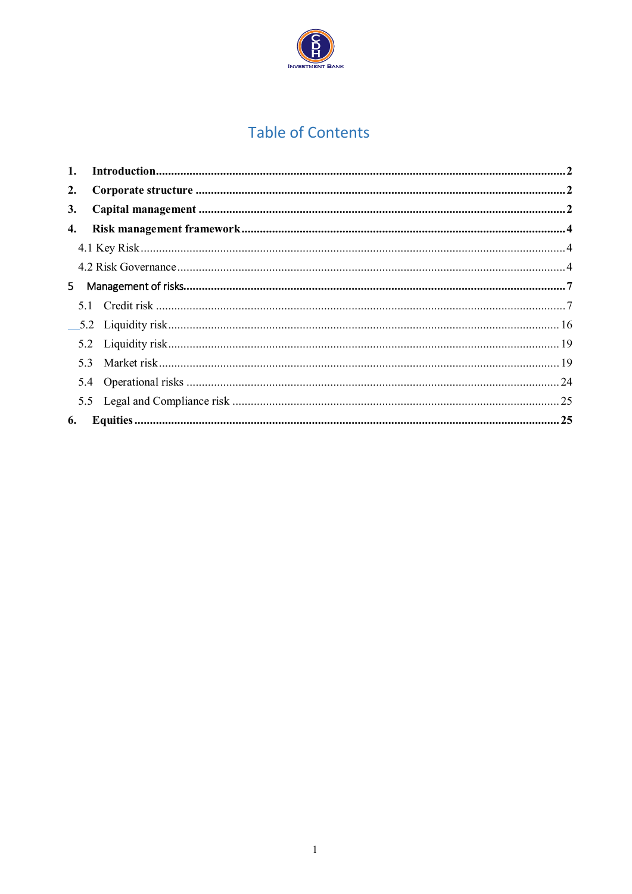INVESTMENT BANK

# Table of Contents

**1. Introduction** .......... **2**

**2. Corporate structure** .......... **2**

**3. Capital management** .......... **2**

**4. Risk management framework** .......... **4**

4.1 Key Risk .......... 4

4.2 Risk Governance .......... 4

5 Management of risks .......... 7

5.1 Credit risk .......... 7

__5.2 Liquidity risk .......... 16

5.2 Liquidity risk .......... 19

5.3 Market risk .......... 19

5.4 Operational risks .......... 24

5.5 Legal and Compliance risk .......... 25

**6. Equities** .......... **25**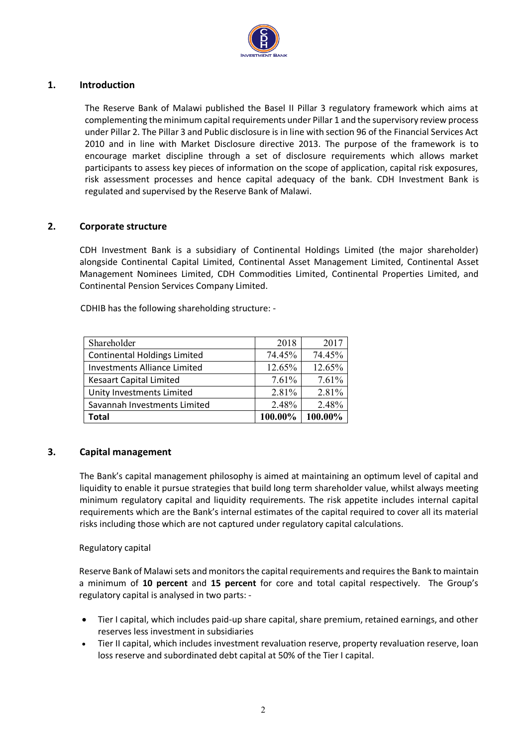## 1. Introduction

The Reserve Bank of Malawi published the Basel II Pillar 3 regulatory framework which aims at complementing the minimum capital requirements under Pillar 1 and the supervisory review process under Pillar 2. The Pillar 3 and Public disclosure is in line with section 96 of the Financial Services Act 2010 and in line with Market Disclosure directive 2013. The purpose of the framework is to encourage market discipline through a set of disclosure requirements which allows market participants to assess key pieces of information on the scope of application, capital risk exposures, risk assessment processes and hence capital adequacy of the bank. CDH Investment Bank is regulated and supervised by the Reserve Bank of Malawi.

## 2. Corporate structure

CDH Investment Bank is a subsidiary of Continental Holdings Limited (the major shareholder) alongside Continental Capital Limited, Continental Asset Management Limited, Continental Asset Management Nominees Limited, CDH Commodities Limited, Continental Properties Limited, and Continental Pension Services Company Limited.

CDHIB has the following shareholding structure: -

| Shareholder | 2018 | 2017 |
|---|---|---|
| Continental Holdings Limited | 74.45% | 74.45% |
| Investments Alliance Limited | 12.65% | 12.65% |
| Kesaart Capital Limited | 7.61% | 7.61% |
| Unity Investments Limited | 2.81% | 2.81% |
| Savannah Investments Limited | 2.48% | 2.48% |
| **Total** | **100.00%** | **100.00%** |

## 3. Capital management

The Bank's capital management philosophy is aimed at maintaining an optimum level of capital and liquidity to enable it pursue strategies that build long term shareholder value, whilst always meeting minimum regulatory capital and liquidity requirements. The risk appetite includes internal capital requirements which are the Bank's internal estimates of the capital required to cover all its material risks including those which are not captured under regulatory capital calculations.

Regulatory capital

Reserve Bank of Malawi sets and monitors the capital requirements and requires the Bank to maintain a minimum of **10 percent** and **15 percent** for core and total capital respectively. The Group's regulatory capital is analysed in two parts: -

- Tier I capital, which includes paid-up share capital, share premium, retained earnings, and other reserves less investment in subsidiaries
- Tier II capital, which includes investment revaluation reserve, property revaluation reserve, loan loss reserve and subordinated debt capital at 50% of the Tier I capital.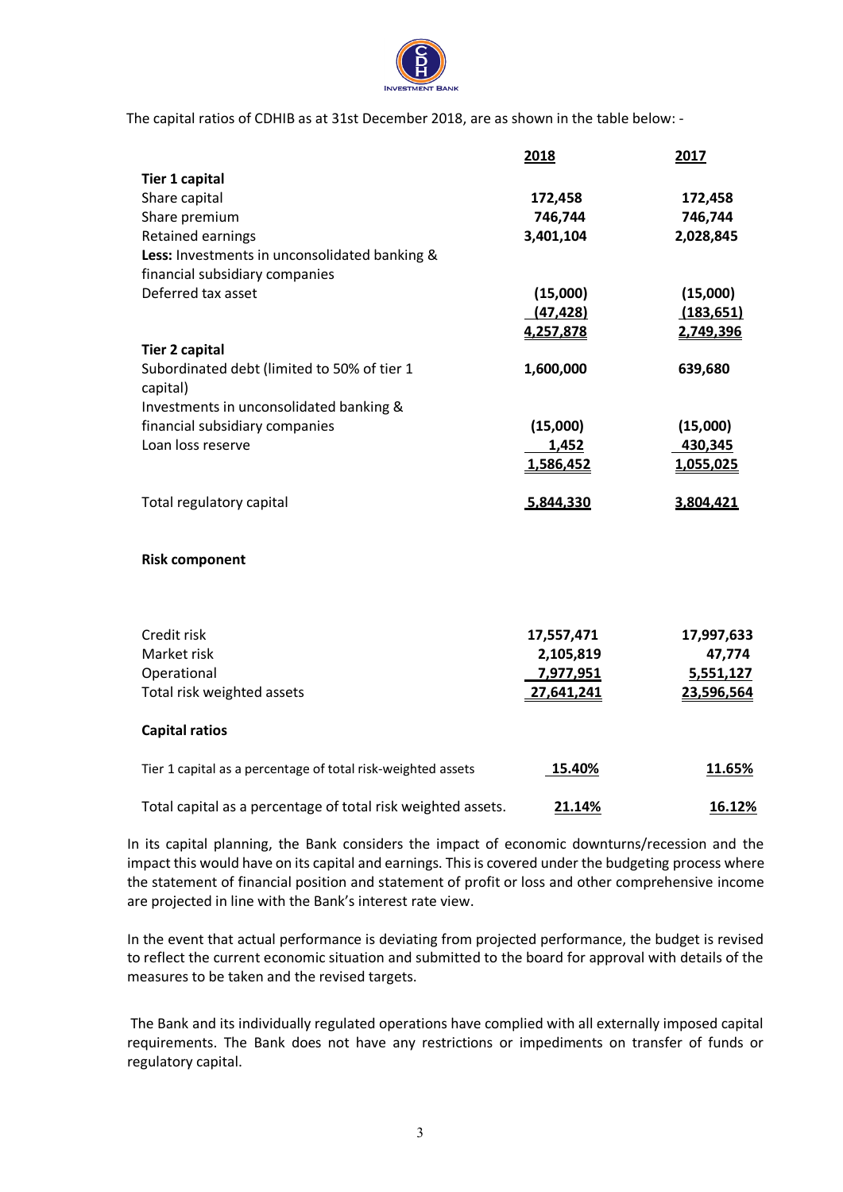The capital ratios of CDHIB as at 31st December 2018, are as shown in the table below: -

| | 2018 | 2017 |
|---|---|---|
| **Tier 1 capital** | | |
| Share capital | 172,458 | 172,458 |
| Share premium | 746,744 | 746,744 |
| Retained earnings | 3,401,104 | 2,028,845 |
| **Less:** Investments in unconsolidated banking & financial subsidiary companies | | |
| Deferred tax asset | (15,000) | (15,000) |
| | (47,428) | (183,651) |
| | 4,257,878 | 2,749,396 |
| **Tier 2 capital** | | |
| Subordinated debt (limited to 50% of tier 1 capital) | 1,600,000 | 639,680 |
| Investments in unconsolidated banking & financial subsidiary companies | (15,000) | (15,000) |
| Loan loss reserve | 1,452 | 430,345 |
| | 1,586,452 | 1,055,025 |
| Total regulatory capital | 5,844,330 | 3,804,421 |
| **Risk component** | | |
| Credit risk | 17,557,471 | 17,997,633 |
| Market risk | 2,105,819 | 47,774 |
| Operational | 7,977,951 | 5,551,127 |
| Total risk weighted assets | 27,641,241 | 23,596,564 |
| **Capital ratios** | | |
| Tier 1 capital as a percentage of total risk-weighted assets | 15.40% | 11.65% |
| Total capital as a percentage of total risk weighted assets. | 21.14% | 16.12% |

In its capital planning, the Bank considers the impact of economic downturns/recession and the impact this would have on its capital and earnings. This is covered under the budgeting process where the statement of financial position and statement of profit or loss and other comprehensive income are projected in line with the Bank's interest rate view.

In the event that actual performance is deviating from projected performance, the budget is revised to reflect the current economic situation and submitted to the board for approval with details of the measures to be taken and the revised targets.

The Bank and its individually regulated operations have complied with all externally imposed capital requirements. The Bank does not have any restrictions or impediments on transfer of funds or regulatory capital.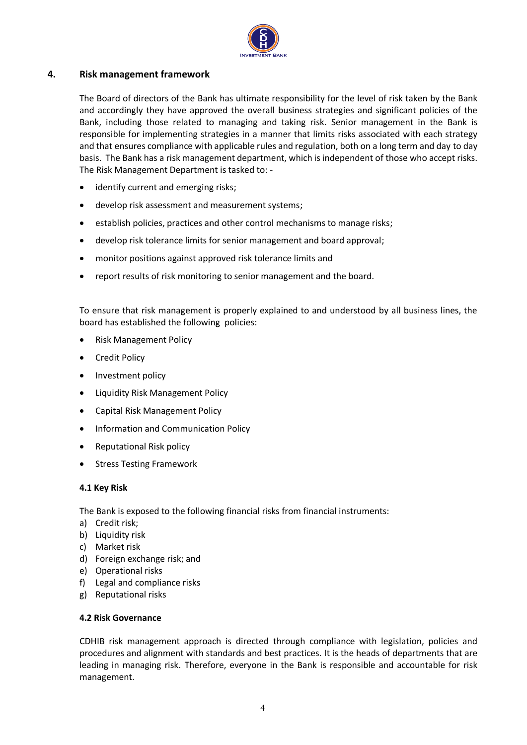## 4. Risk management framework

The Board of directors of the Bank has ultimate responsibility for the level of risk taken by the Bank and accordingly they have approved the overall business strategies and significant policies of the Bank, including those related to managing and taking risk. Senior management in the Bank is responsible for implementing strategies in a manner that limits risks associated with each strategy and that ensures compliance with applicable rules and regulation, both on a long term and day to day basis. The Bank has a risk management department, which is independent of those who accept risks. The Risk Management Department is tasked to: -

- identify current and emerging risks;
- develop risk assessment and measurement systems;
- establish policies, practices and other control mechanisms to manage risks;
- develop risk tolerance limits for senior management and board approval;
- monitor positions against approved risk tolerance limits and
- report results of risk monitoring to senior management and the board.

To ensure that risk management is properly explained to and understood by all business lines, the board has established the following policies:

- Risk Management Policy
- Credit Policy
- Investment policy
- Liquidity Risk Management Policy
- Capital Risk Management Policy
- Information and Communication Policy
- Reputational Risk policy
- Stress Testing Framework

### 4.1 Key Risk

The Bank is exposed to the following financial risks from financial instruments:

a) Credit risk;
b) Liquidity risk
c) Market risk
d) Foreign exchange risk; and
e) Operational risks
f) Legal and compliance risks
g) Reputational risks

### 4.2 Risk Governance

CDHIB risk management approach is directed through compliance with legislation, policies and procedures and alignment with standards and best practices. It is the heads of departments that are leading in managing risk. Therefore, everyone in the Bank is responsible and accountable for risk management.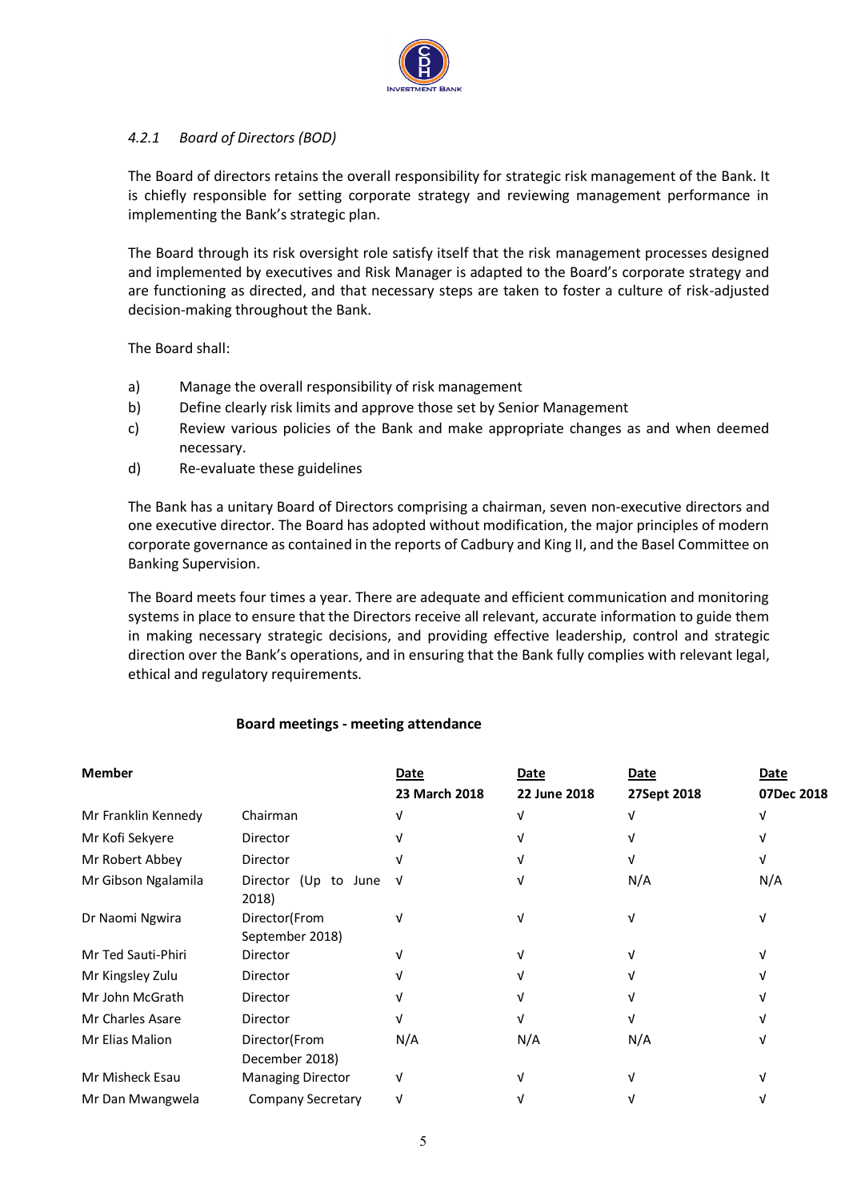### *4.2.1 Board of Directors (BOD)*

The Board of directors retains the overall responsibility for strategic risk management of the Bank. It is chiefly responsible for setting corporate strategy and reviewing management performance in implementing the Bank's strategic plan.

The Board through its risk oversight role satisfy itself that the risk management processes designed and implemented by executives and Risk Manager is adapted to the Board's corporate strategy and are functioning as directed, and that necessary steps are taken to foster a culture of risk-adjusted decision-making throughout the Bank.

The Board shall:

a) Manage the overall responsibility of risk management
b) Define clearly risk limits and approve those set by Senior Management
c) Review various policies of the Bank and make appropriate changes as and when deemed necessary.
d) Re-evaluate these guidelines

The Bank has a unitary Board of Directors comprising a chairman, seven non-executive directors and one executive director. The Board has adopted without modification, the major principles of modern corporate governance as contained in the reports of Cadbury and King II, and the Basel Committee on Banking Supervision.

The Board meets four times a year. There are adequate and efficient communication and monitoring systems in place to ensure that the Directors receive all relevant, accurate information to guide them in making necessary strategic decisions, and providing effective leadership, control and strategic direction over the Bank's operations, and in ensuring that the Bank fully complies with relevant legal, ethical and regulatory requirements.

**Board meetings - meeting attendance**

| Member | | Date 23 March 2018 | Date 22 June 2018 | Date 27Sept 2018 | Date 07Dec 2018 |
|---|---|---|---|---|---|
| Mr Franklin Kennedy | Chairman | √ | √ | √ | √ |
| Mr Kofi Sekyere | Director | √ | √ | √ | √ |
| Mr Robert Abbey | Director | √ | √ | √ | √ |
| Mr Gibson Ngalamila | Director (Up to June 2018) | √ | √ | N/A | N/A |
| Dr Naomi Ngwira | Director(From September 2018) | √ | √ | √ | √ |
| Mr Ted Sauti-Phiri | Director | √ | √ | √ | √ |
| Mr Kingsley Zulu | Director | √ | √ | √ | √ |
| Mr John McGrath | Director | √ | √ | √ | √ |
| Mr Charles Asare | Director | √ | √ | √ | √ |
| Mr Elias Malion | Director(From December 2018) | N/A | N/A | N/A | √ |
| Mr Misheck Esau | Managing Director | √ | √ | √ | √ |
| Mr Dan Mwangwela | Company Secretary | √ | √ | √ | √ |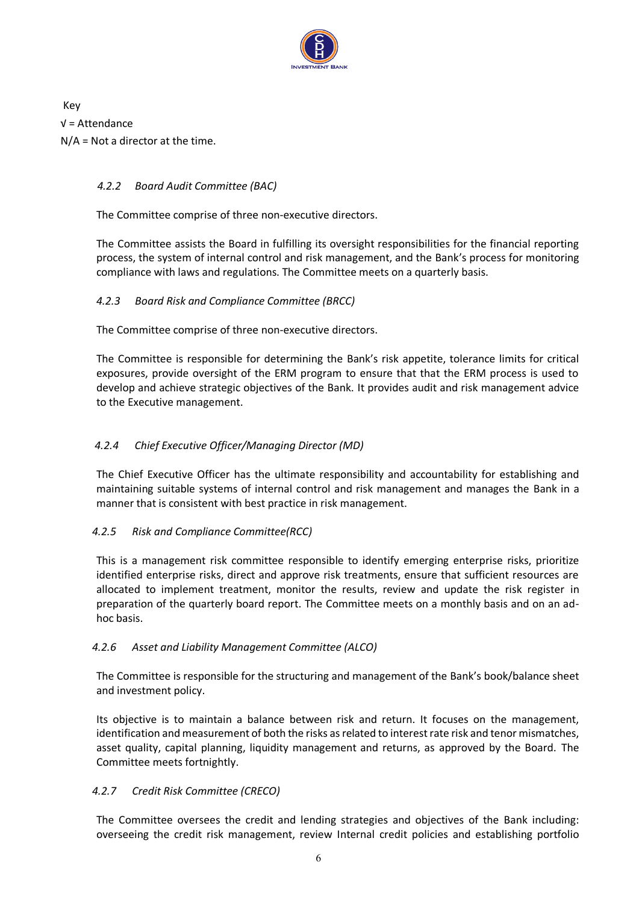Key

√ = Attendance

N/A = Not a director at the time.

#### *4.2.2 Board Audit Committee (BAC)*

The Committee comprise of three non-executive directors.

The Committee assists the Board in fulfilling its oversight responsibilities for the financial reporting process, the system of internal control and risk management, and the Bank's process for monitoring compliance with laws and regulations. The Committee meets on a quarterly basis.

#### *4.2.3 Board Risk and Compliance Committee (BRCC)*

The Committee comprise of three non-executive directors.

The Committee is responsible for determining the Bank's risk appetite, tolerance limits for critical exposures, provide oversight of the ERM program to ensure that that the ERM process is used to develop and achieve strategic objectives of the Bank. It provides audit and risk management advice to the Executive management.

#### *4.2.4 Chief Executive Officer/Managing Director (MD)*

The Chief Executive Officer has the ultimate responsibility and accountability for establishing and maintaining suitable systems of internal control and risk management and manages the Bank in a manner that is consistent with best practice in risk management.

#### *4.2.5 Risk and Compliance Committee(RCC)*

This is a management risk committee responsible to identify emerging enterprise risks, prioritize identified enterprise risks, direct and approve risk treatments, ensure that sufficient resources are allocated to implement treatment, monitor the results, review and update the risk register in preparation of the quarterly board report. The Committee meets on a monthly basis and on an ad-hoc basis.

#### *4.2.6 Asset and Liability Management Committee (ALCO)*

The Committee is responsible for the structuring and management of the Bank's book/balance sheet and investment policy.

Its objective is to maintain a balance between risk and return. It focuses on the management, identification and measurement of both the risks as related to interest rate risk and tenor mismatches, asset quality, capital planning, liquidity management and returns, as approved by the Board. The Committee meets fortnightly.

#### *4.2.7 Credit Risk Committee (CRECO)*

The Committee oversees the credit and lending strategies and objectives of the Bank including: overseeing the credit risk management, review Internal credit policies and establishing portfolio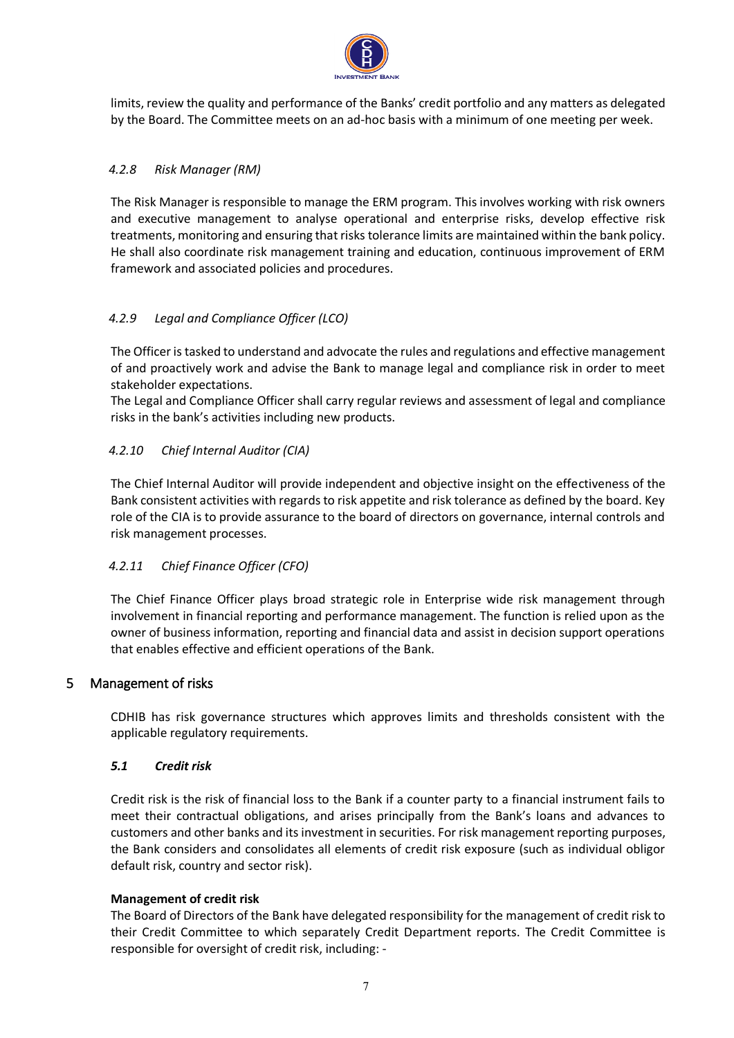limits, review the quality and performance of the Banks' credit portfolio and any matters as delegated by the Board. The Committee meets on an ad-hoc basis with a minimum of one meeting per week.

#### *4.2.8 Risk Manager (RM)*

The Risk Manager is responsible to manage the ERM program. This involves working with risk owners and executive management to analyse operational and enterprise risks, develop effective risk treatments, monitoring and ensuring that risks tolerance limits are maintained within the bank policy. He shall also coordinate risk management training and education, continuous improvement of ERM framework and associated policies and procedures.

#### *4.2.9 Legal and Compliance Officer (LCO)*

The Officer is tasked to understand and advocate the rules and regulations and effective management of and proactively work and advise the Bank to manage legal and compliance risk in order to meet stakeholder expectations.
The Legal and Compliance Officer shall carry regular reviews and assessment of legal and compliance risks in the bank's activities including new products.

#### *4.2.10 Chief Internal Auditor (CIA)*

The Chief Internal Auditor will provide independent and objective insight on the effectiveness of the Bank consistent activities with regards to risk appetite and risk tolerance as defined by the board. Key role of the CIA is to provide assurance to the board of directors on governance, internal controls and risk management processes.

#### *4.2.11 Chief Finance Officer (CFO)*

The Chief Finance Officer plays broad strategic role in Enterprise wide risk management through involvement in financial reporting and performance management. The function is relied upon as the owner of business information, reporting and financial data and assist in decision support operations that enables effective and efficient operations of the Bank.

## 5 Management of risks

CDHIB has risk governance structures which approves limits and thresholds consistent with the applicable regulatory requirements.

### ***5.1 Credit risk***

Credit risk is the risk of financial loss to the Bank if a counter party to a financial instrument fails to meet their contractual obligations, and arises principally from the Bank's loans and advances to customers and other banks and its investment in securities. For risk management reporting purposes, the Bank considers and consolidates all elements of credit risk exposure (such as individual obligor default risk, country and sector risk).

**Management of credit risk**
The Board of Directors of the Bank have delegated responsibility for the management of credit risk to their Credit Committee to which separately Credit Department reports. The Credit Committee is responsible for oversight of credit risk, including: -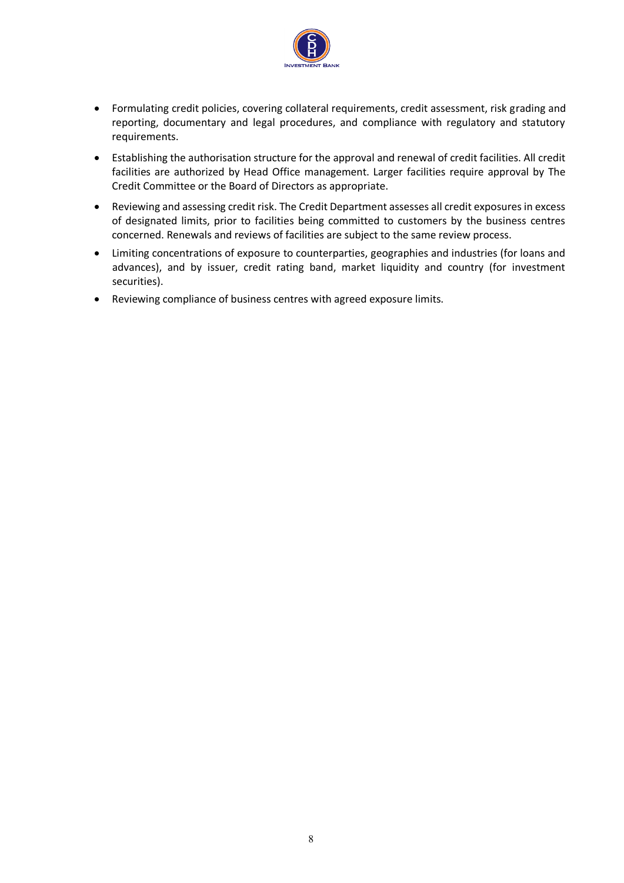- Formulating credit policies, covering collateral requirements, credit assessment, risk grading and reporting, documentary and legal procedures, and compliance with regulatory and statutory requirements.
- Establishing the authorisation structure for the approval and renewal of credit facilities. All credit facilities are authorized by Head Office management. Larger facilities require approval by The Credit Committee or the Board of Directors as appropriate.
- Reviewing and assessing credit risk. The Credit Department assesses all credit exposures in excess of designated limits, prior to facilities being committed to customers by the business centres concerned. Renewals and reviews of facilities are subject to the same review process.
- Limiting concentrations of exposure to counterparties, geographies and industries (for loans and advances), and by issuer, credit rating band, market liquidity and country (for investment securities).
- Reviewing compliance of business centres with agreed exposure limits.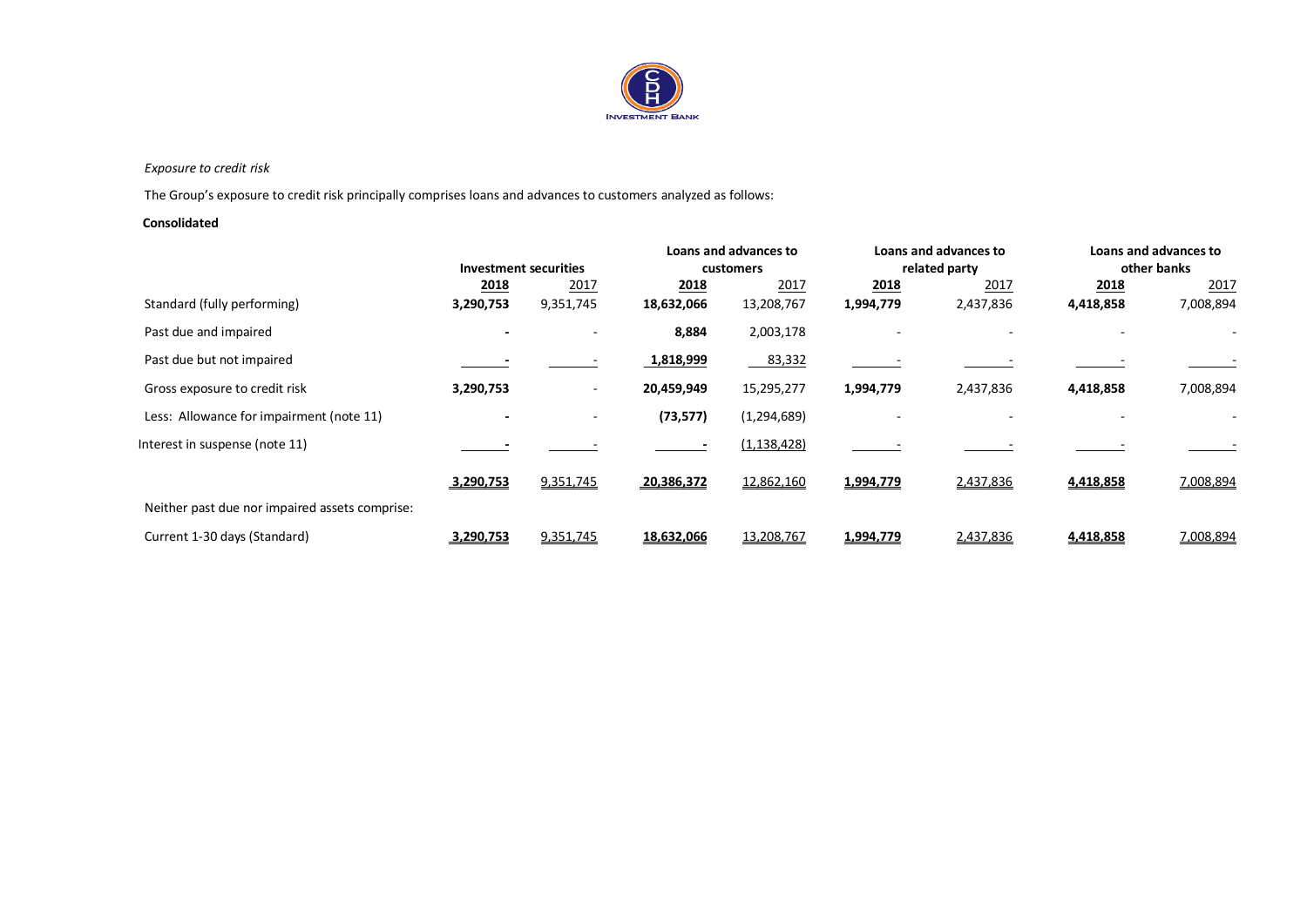*Exposure to credit risk*

The Group's exposure to credit risk principally comprises loans and advances to customers analyzed as follows:

**Consolidated**

| | Investment securities | | Loans and advances to customers | | Loans and advances to related party | | Loans and advances to other banks | |
|---|---|---|---|---|---|---|---|---|
| | **2018** | 2017 | **2018** | 2017 | **2018** | 2017 | **2018** | 2017 |
| Standard (fully performing) | **3,290,753** | 9,351,745 | **18,632,066** | 13,208,767 | **1,994,779** | 2,437,836 | **4,418,858** | 7,008,894 |
| Past due and impaired | **-** | - | **8,884** | 2,003,178 | - | - | - | - |
| Past due but not impaired | **-** | - | **1,818,999** | 83,332 | - | - | - | - |
| Gross exposure to credit risk | **3,290,753** | - | **20,459,949** | 15,295,277 | **1,994,779** | 2,437,836 | **4,418,858** | 7,008,894 |
| Less: Allowance for impairment (note 11) | **-** | - | **(73,577)** | (1,294,689) | - | - | - | - |
| Interest in suspense (note 11) | **-** | - | **-** | (1,138,428) | - | - | - | - |
| | **3,290,753** | 9,351,745 | **20,386,372** | 12,862,160 | **1,994,779** | 2,437,836 | **4,418,858** | 7,008,894 |
| Neither past due nor impaired assets comprise: | | | | | | | | |
| Current 1-30 days (Standard) | **3,290,753** | 9,351,745 | **18,632,066** | 13,208,767 | **1,994,779** | 2,437,836 | **4,418,858** | 7,008,894 |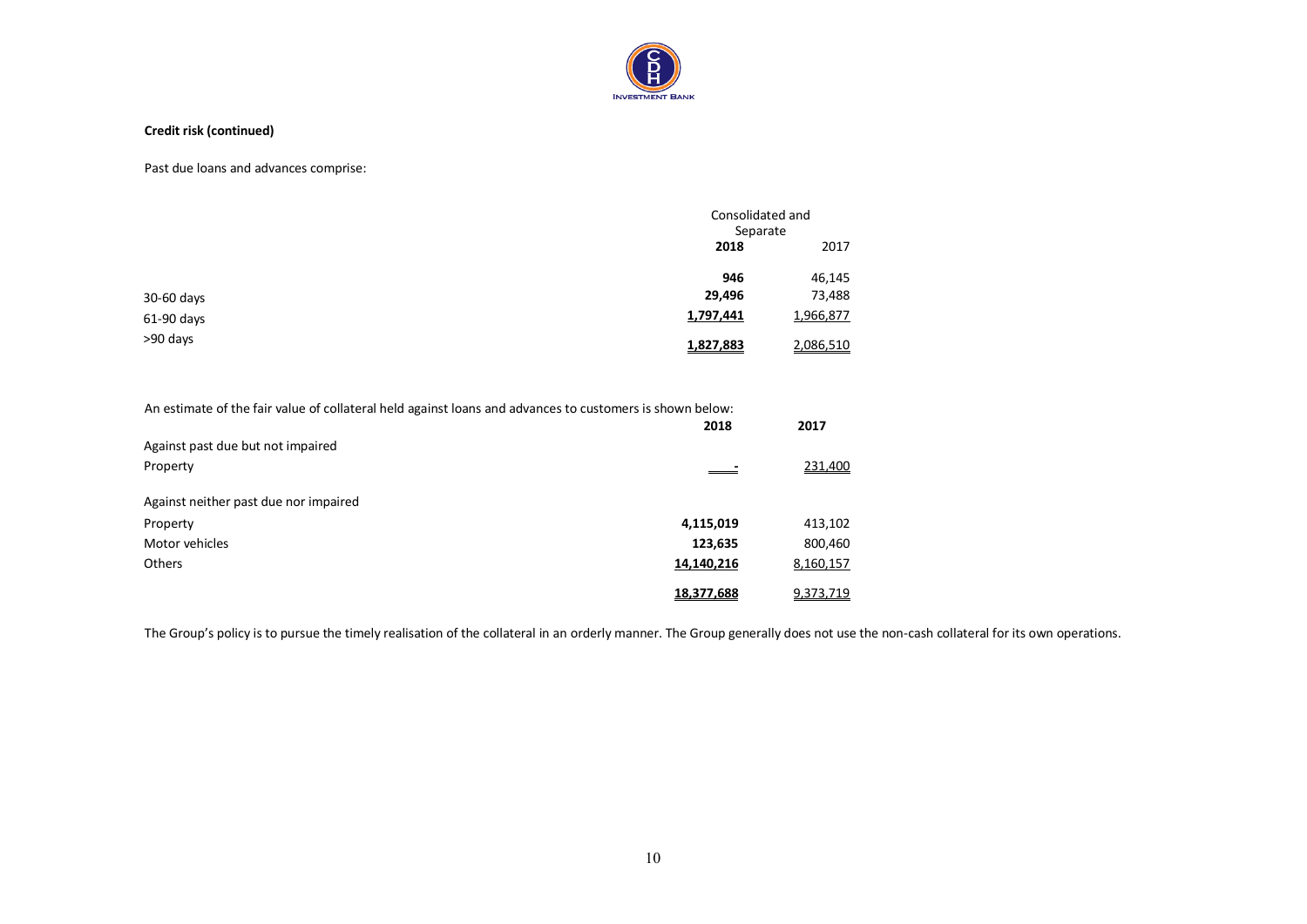**Credit risk (continued)**

Past due loans and advances comprise:

| | Consolidated and Separate | |
|---|---|---|
| | **2018** | 2017 |
| | **946** | 46,145 |
| 30-60 days | **29,496** | 73,488 |
| 61-90 days | **1,797,441** | 1,966,877 |
| >90 days | **1,827,883** | 2,086,510 |

An estimate of the fair value of collateral held against loans and advances to customers is shown below:

| | **2018** | **2017** |
|---|---|---|
| Against past due but not impaired | | |
| Property | - | 231,400 |
| | | |
| Against neither past due nor impaired | | |
| Property | **4,115,019** | 413,102 |
| Motor vehicles | **123,635** | 800,460 |
| Others | **14,140,216** | 8,160,157 |
| | **18,377,688** | 9,373,719 |

The Group's policy is to pursue the timely realisation of the collateral in an orderly manner. The Group generally does not use the non-cash collateral for its own operations.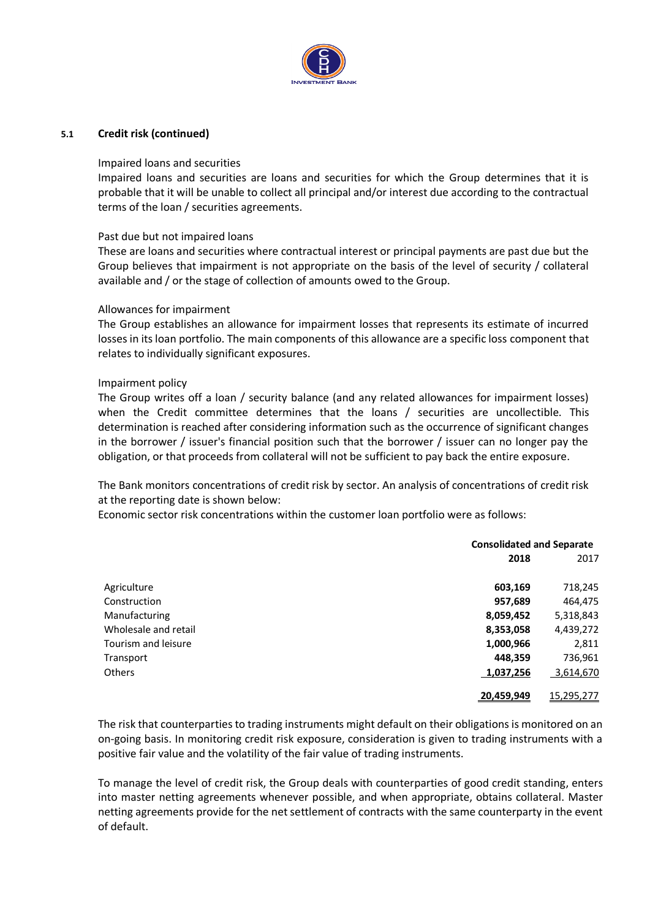### 5.1 Credit risk (continued)

Impaired loans and securities

Impaired loans and securities are loans and securities for which the Group determines that it is probable that it will be unable to collect all principal and/or interest due according to the contractual terms of the loan / securities agreements.

Past due but not impaired loans

These are loans and securities where contractual interest or principal payments are past due but the Group believes that impairment is not appropriate on the basis of the level of security / collateral available and / or the stage of collection of amounts owed to the Group.

Allowances for impairment

The Group establishes an allowance for impairment losses that represents its estimate of incurred losses in its loan portfolio. The main components of this allowance are a specific loss component that relates to individually significant exposures.

Impairment policy

The Group writes off a loan / security balance (and any related allowances for impairment losses) when the Credit committee determines that the loans / securities are uncollectible. This determination is reached after considering information such as the occurrence of significant changes in the borrower / issuer's financial position such that the borrower / issuer can no longer pay the obligation, or that proceeds from collateral will not be sufficient to pay back the entire exposure.

The Bank monitors concentrations of credit risk by sector. An analysis of concentrations of credit risk at the reporting date is shown below:

Economic sector risk concentrations within the customer loan portfolio were as follows:

| | **Consolidated and Separate** | |
|---|---|---|
| | **2018** | 2017 |
| Agriculture | **603,169** | 718,245 |
| Construction | **957,689** | 464,475 |
| Manufacturing | **8,059,452** | 5,318,843 |
| Wholesale and retail | **8,353,058** | 4,439,272 |
| Tourism and leisure | **1,000,966** | 2,811 |
| Transport | **448,359** | 736,961 |
| Others | **1,037,256** | 3,614,670 |
| | **20,459,949** | 15,295,277 |

The risk that counterparties to trading instruments might default on their obligations is monitored on an on-going basis. In monitoring credit risk exposure, consideration is given to trading instruments with a positive fair value and the volatility of the fair value of trading instruments.

To manage the level of credit risk, the Group deals with counterparties of good credit standing, enters into master netting agreements whenever possible, and when appropriate, obtains collateral. Master netting agreements provide for the net settlement of contracts with the same counterparty in the event of default.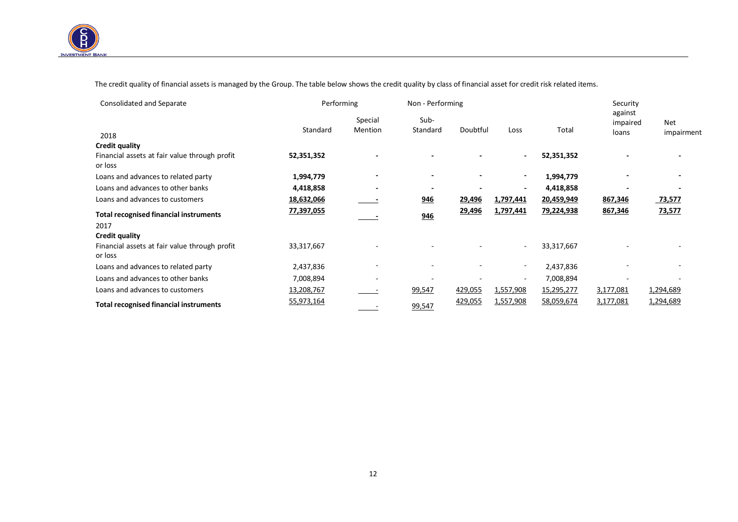The credit quality of financial assets is managed by the Group. The table below shows the credit quality by class of financial asset for credit risk related items.

| Consolidated and Separate | Performing | | Non - Performing | | | | Security against impaired loans | Net impairment |
|---|---|---|---|---|---|---|---|---|
| 2018 | Standard | Special Mention | Sub-Standard | Doubtful | Loss | Total | | |
| **Credit quality** | | | | | | | | |
| Financial assets at fair value through profit or loss | **52,351,352** | **-** | **-** | **-** | **-** | **52,351,352** | **-** | **-** |
| Loans and advances to related party | **1,994,779** | **-** | **-** | **-** | **-** | **1,994,779** | **-** | **-** |
| Loans and advances to other banks | **4,418,858** | **-** | **-** | **-** | **-** | **4,418,858** | **-** | **-** |
| Loans and advances to customers | **18,632,066** | **-** | **946** | **29,496** | **1,797,441** | **20,459,949** | **867,346** | **73,577** |
| **Total recognised financial instruments** | **77,397,055** | **-** | **946** | **29,496** | **1,797,441** | **79,224,938** | **867,346** | **73,577** |
| 2017 | | | | | | | | |
| **Credit quality** | | | | | | | | |
| Financial assets at fair value through profit or loss | 33,317,667 | - | - | - | - | 33,317,667 | - | - |
| Loans and advances to related party | 2,437,836 | - | - | - | - | 2,437,836 | - | - |
| Loans and advances to other banks | 7,008,894 | - | - | - | - | 7,008,894 | - | - |
| Loans and advances to customers | 13,208,767 | - | 99,547 | 429,055 | 1,557,908 | 15,295,277 | 3,177,081 | 1,294,689 |
| **Total recognised financial instruments** | 55,973,164 | - | 99,547 | 429,055 | 1,557,908 | 58,059,674 | 3,177,081 | 1,294,689 |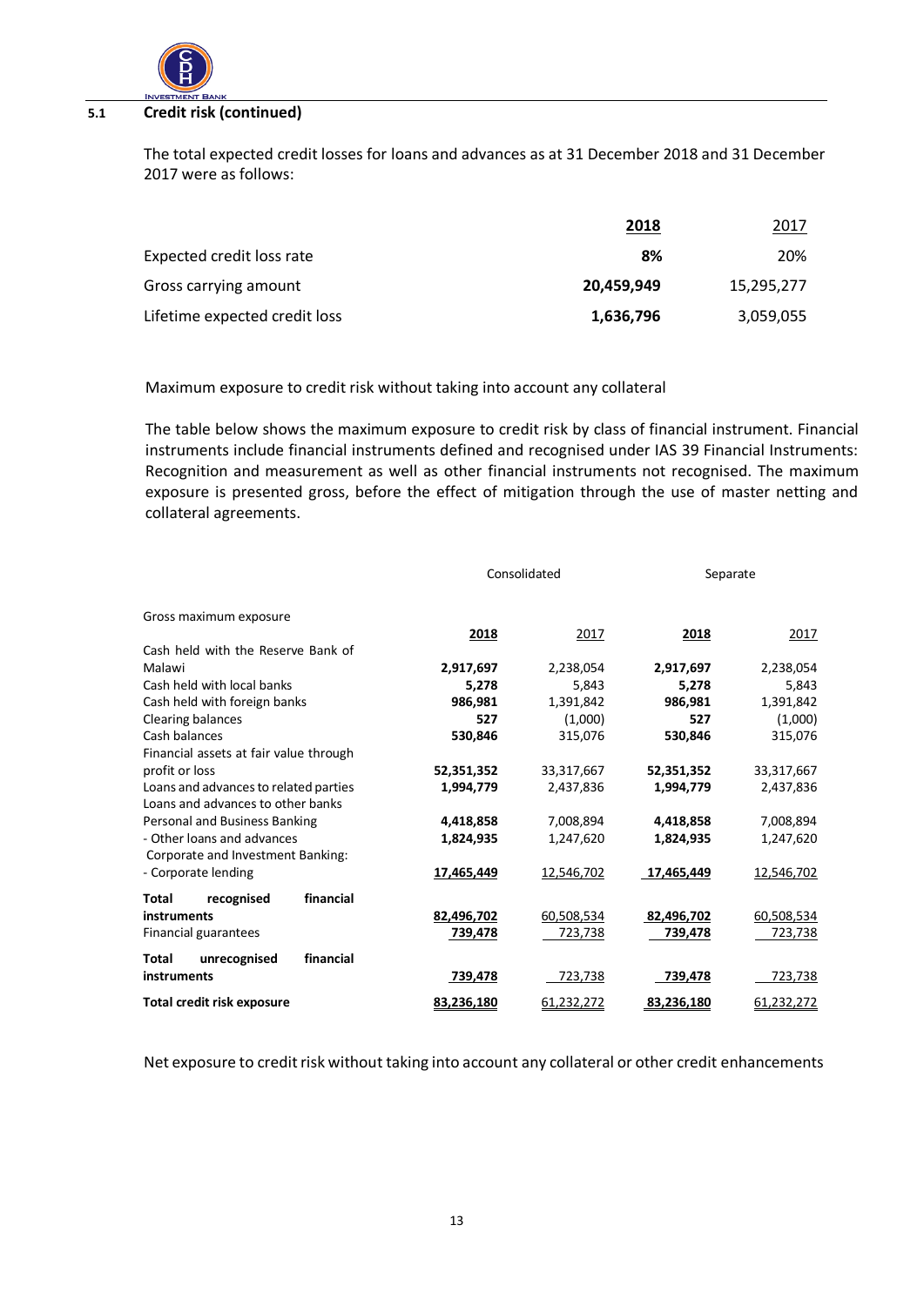## 5.1 Credit risk (continued)

The total expected credit losses for loans and advances as at 31 December 2018 and 31 December 2017 were as follows:

| | **2018** | 2017 |
|---|---|---|
| Expected credit loss rate | **8%** | 20% |
| Gross carrying amount | **20,459,949** | 15,295,277 |
| Lifetime expected credit loss | **1,636,796** | 3,059,055 |

Maximum exposure to credit risk without taking into account any collateral

The table below shows the maximum exposure to credit risk by class of financial instrument. Financial instruments include financial instruments defined and recognised under IAS 39 Financial Instruments: Recognition and measurement as well as other financial instruments not recognised. The maximum exposure is presented gross, before the effect of mitigation through the use of master netting and collateral agreements.

| | Consolidated | | Separate | |
|---|---|---|---|---|
| Gross maximum exposure | **2018** | 2017 | **2018** | 2017 |
| Cash held with the Reserve Bank of Malawi | **2,917,697** | 2,238,054 | **2,917,697** | 2,238,054 |
| Cash held with local banks | **5,278** | 5,843 | **5,278** | 5,843 |
| Cash held with foreign banks | **986,981** | 1,391,842 | **986,981** | 1,391,842 |
| Clearing balances | **527** | (1,000) | **527** | (1,000) |
| Cash balances | **530,846** | 315,076 | **530,846** | 315,076 |
| Financial assets at fair value through profit or loss | **52,351,352** | 33,317,667 | **52,351,352** | 33,317,667 |
| Loans and advances to related parties | **1,994,779** | 2,437,836 | **1,994,779** | 2,437,836 |
| Loans and advances to other banks | | | | |
| Personal and Business Banking | **4,418,858** | 7,008,894 | **4,418,858** | 7,008,894 |
| - Other loans and advances | **1,824,935** | 1,247,620 | **1,824,935** | 1,247,620 |
| Corporate and Investment Banking: | | | | |
| - Corporate lending | **17,465,449** | 12,546,702 | **17,465,449** | 12,546,702 |
| **Total recognised financial instruments** | **82,496,702** | 60,508,534 | **82,496,702** | 60,508,534 |
| Financial guarantees | **739,478** | 723,738 | **739,478** | 723,738 |
| **Total unrecognised financial instruments** | **739,478** | 723,738 | **739,478** | 723,738 |
| **Total credit risk exposure** | **83,236,180** | 61,232,272 | **83,236,180** | 61,232,272 |

Net exposure to credit risk without taking into account any collateral or other credit enhancements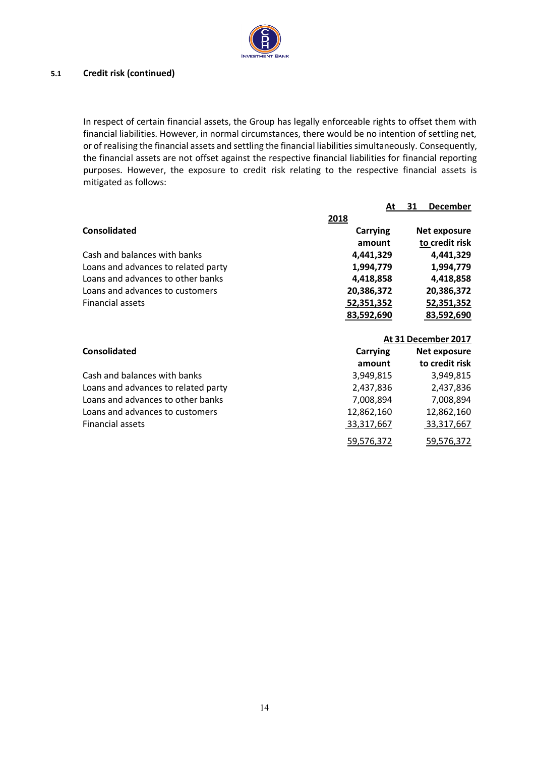### 5.1 Credit risk (continued)

In respect of certain financial assets, the Group has legally enforceable rights to offset them with financial liabilities. However, in normal circumstances, there would be no intention of settling net, or of realising the financial assets and settling the financial liabilities simultaneously. Consequently, the financial assets are not offset against the respective financial liabilities for financial reporting purposes. However, the exposure to credit risk relating to the respective financial assets is mitigated as follows:

| | At 31 December 2018 | |
|---|---|---|
| **Consolidated** | **Carrying amount** | **Net exposure to credit risk** |
| Cash and balances with banks | **4,441,329** | **4,441,329** |
| Loans and advances to related party | **1,994,779** | **1,994,779** |
| Loans and advances to other banks | **4,418,858** | **4,418,858** |
| Loans and advances to customers | **20,386,372** | **20,386,372** |
| Financial assets | **52,351,352** | **52,351,352** |
| | **83,592,690** | **83,592,690** |

| | At 31 December 2017 | |
|---|---|---|
| **Consolidated** | **Carrying amount** | **Net exposure to credit risk** |
| Cash and balances with banks | 3,949,815 | 3,949,815 |
| Loans and advances to related party | 2,437,836 | 2,437,836 |
| Loans and advances to other banks | 7,008,894 | 7,008,894 |
| Loans and advances to customers | 12,862,160 | 12,862,160 |
| Financial assets | 33,317,667 | 33,317,667 |
| | 59,576,372 | 59,576,372 |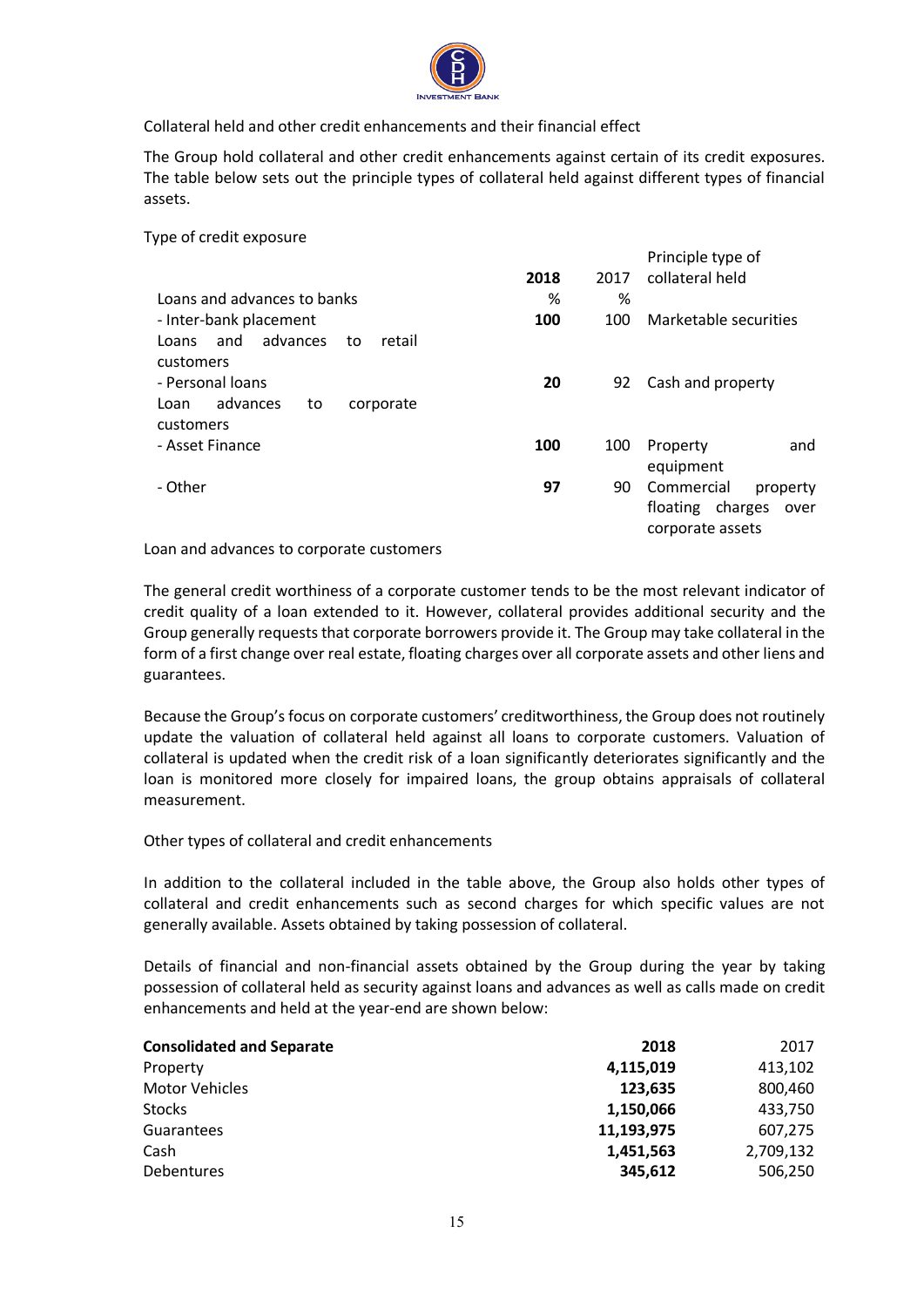Collateral held and other credit enhancements and their financial effect

The Group hold collateral and other credit enhancements against certain of its credit exposures. The table below sets out the principle types of collateral held against different types of financial assets.

Type of credit exposure

| | 2018 | 2017 | Principle type of collateral held |
|---|---|---|---|
| Loans and advances to banks | % | % | |
| - Inter-bank placement | **100** | 100 | Marketable securities |
| Loans and advances to retail customers | | | |
| - Personal loans | **20** | 92 | Cash and property |
| Loan advances to corporate customers | | | |
| - Asset Finance | **100** | 100 | Property and equipment |
| - Other | **97** | 90 | Commercial property floating charges over corporate assets |

Loan and advances to corporate customers

The general credit worthiness of a corporate customer tends to be the most relevant indicator of credit quality of a loan extended to it. However, collateral provides additional security and the Group generally requests that corporate borrowers provide it. The Group may take collateral in the form of a first change over real estate, floating charges over all corporate assets and other liens and guarantees.

Because the Group's focus on corporate customers' creditworthiness, the Group does not routinely update the valuation of collateral held against all loans to corporate customers. Valuation of collateral is updated when the credit risk of a loan significantly deteriorates significantly and the loan is monitored more closely for impaired loans, the group obtains appraisals of collateral measurement.

Other types of collateral and credit enhancements

In addition to the collateral included in the table above, the Group also holds other types of collateral and credit enhancements such as second charges for which specific values are not generally available. Assets obtained by taking possession of collateral.

Details of financial and non-financial assets obtained by the Group during the year by taking possession of collateral held as security against loans and advances as well as calls made on credit enhancements and held at the year-end are shown below:

| **Consolidated and Separate** | **2018** | 2017 |
|---|---|---|
| Property | **4,115,019** | 413,102 |
| Motor Vehicles | **123,635** | 800,460 |
| Stocks | **1,150,066** | 433,750 |
| Guarantees | **11,193,975** | 607,275 |
| Cash | **1,451,563** | 2,709,132 |
| Debentures | **345,612** | 506,250 |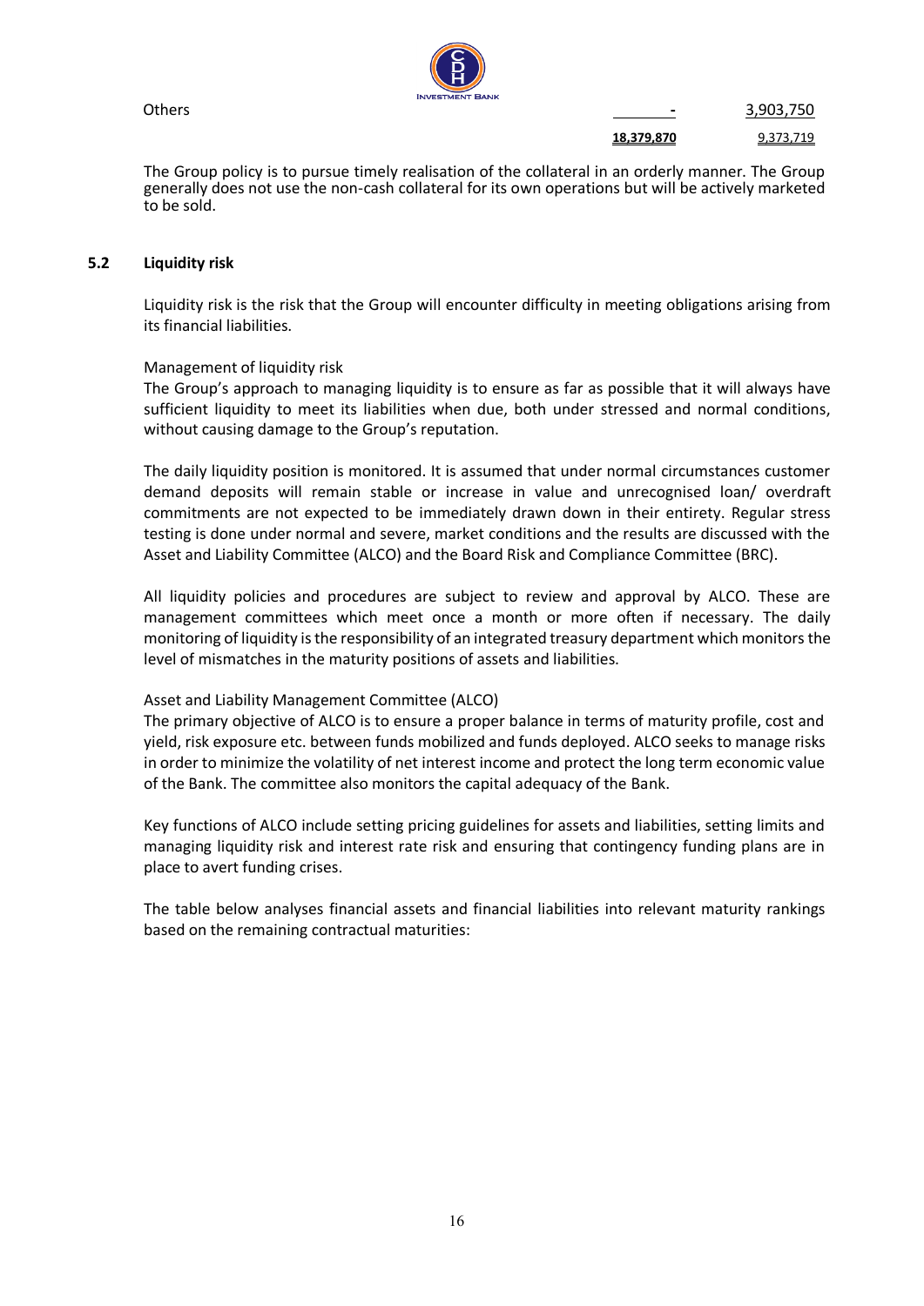| | | |
|---|---|---|
| Others | - | 3,903,750 |
| | **18,379,870** | 9,373,719 |

The Group policy is to pursue timely realisation of the collateral in an orderly manner. The Group generally does not use the non-cash collateral for its own operations but will be actively marketed to be sold.

## 5.2 Liquidity risk

Liquidity risk is the risk that the Group will encounter difficulty in meeting obligations arising from its financial liabilities.

Management of liquidity risk

The Group's approach to managing liquidity is to ensure as far as possible that it will always have sufficient liquidity to meet its liabilities when due, both under stressed and normal conditions, without causing damage to the Group's reputation.

The daily liquidity position is monitored. It is assumed that under normal circumstances customer demand deposits will remain stable or increase in value and unrecognised loan/ overdraft commitments are not expected to be immediately drawn down in their entirety. Regular stress testing is done under normal and severe, market conditions and the results are discussed with the Asset and Liability Committee (ALCO) and the Board Risk and Compliance Committee (BRC).

All liquidity policies and procedures are subject to review and approval by ALCO. These are management committees which meet once a month or more often if necessary. The daily monitoring of liquidity is the responsibility of an integrated treasury department which monitors the level of mismatches in the maturity positions of assets and liabilities.

Asset and Liability Management Committee (ALCO)

The primary objective of ALCO is to ensure a proper balance in terms of maturity profile, cost and yield, risk exposure etc. between funds mobilized and funds deployed. ALCO seeks to manage risks in order to minimize the volatility of net interest income and protect the long term economic value of the Bank. The committee also monitors the capital adequacy of the Bank.

Key functions of ALCO include setting pricing guidelines for assets and liabilities, setting limits and managing liquidity risk and interest rate risk and ensuring that contingency funding plans are in place to avert funding crises.

The table below analyses financial assets and financial liabilities into relevant maturity rankings based on the remaining contractual maturities: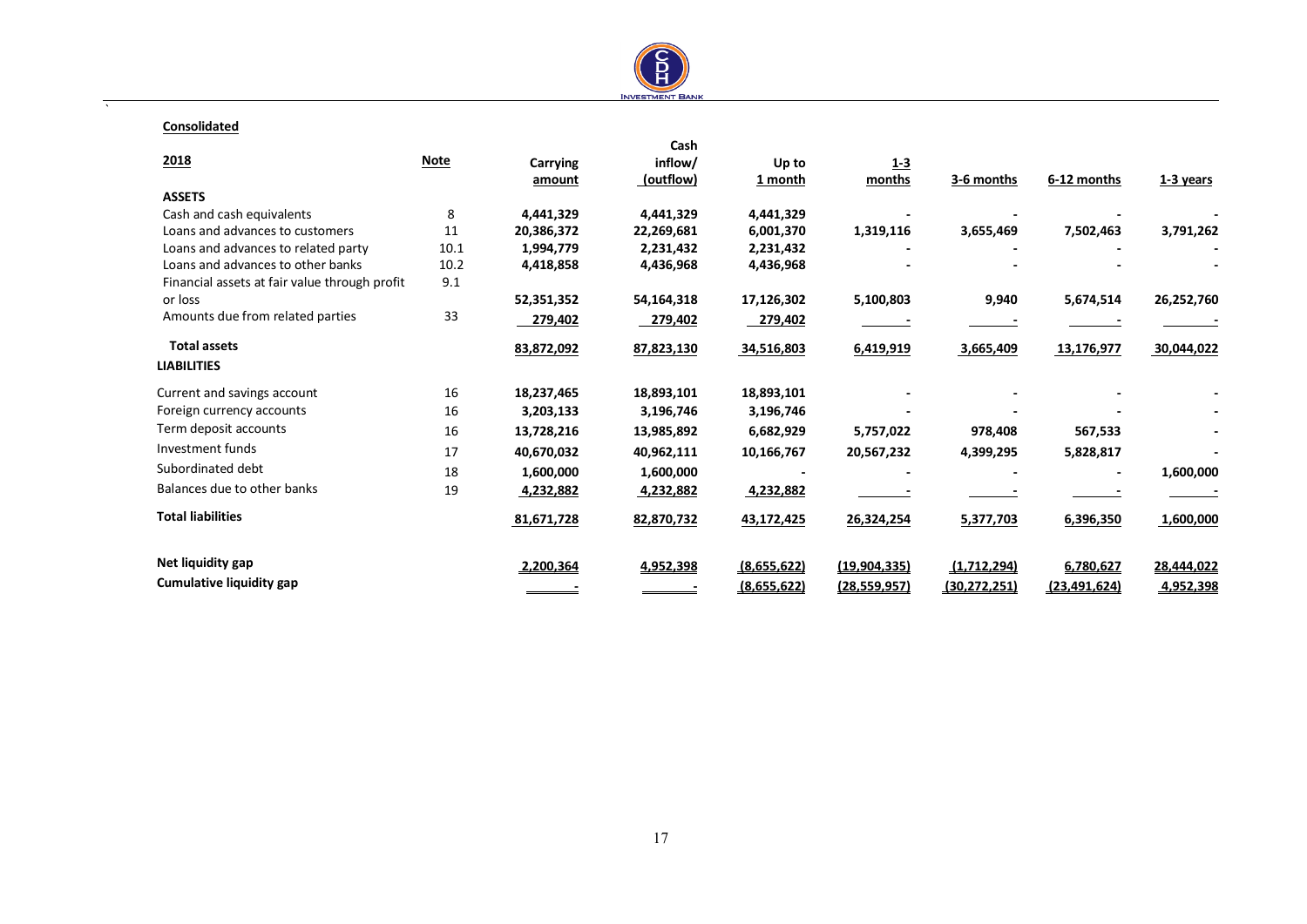**Consolidated**

| 2018 | Note | Carrying amount | Cash inflow/ (outflow) | Up to 1 month | 1-3 months | 3-6 months | 6-12 months | 1-3 years |
|---|---|---|---|---|---|---|---|---|
| **ASSETS** | | | | | | | | |
| Cash and cash equivalents | 8 | 4,441,329 | 4,441,329 | 4,441,329 | - | - | - | - |
| Loans and advances to customers | 11 | 20,386,372 | 22,269,681 | 6,001,370 | 1,319,116 | 3,655,469 | 7,502,463 | 3,791,262 |
| Loans and advances to related party | 10.1 | 1,994,779 | 2,231,432 | 2,231,432 | - | - | - | - |
| Loans and advances to other banks | 10.2 | 4,418,858 | 4,436,968 | 4,436,968 | - | - | - | - |
| Financial assets at fair value through profit or loss | 9.1 | 52,351,352 | 54,164,318 | 17,126,302 | 5,100,803 | 9,940 | 5,674,514 | 26,252,760 |
| Amounts due from related parties | 33 | 279,402 | 279,402 | 279,402 | - | - | - | - |
| **Total assets** | | 83,872,092 | 87,823,130 | 34,516,803 | 6,419,919 | 3,665,409 | 13,176,977 | 30,044,022 |
| **LIABILITIES** | | | | | | | | |
| Current and savings account | 16 | 18,237,465 | 18,893,101 | 18,893,101 | - | - | - | - |
| Foreign currency accounts | 16 | 3,203,133 | 3,196,746 | 3,196,746 | - | - | - | - |
| Term deposit accounts | 16 | 13,728,216 | 13,985,892 | 6,682,929 | 5,757,022 | 978,408 | 567,533 | - |
| Investment funds | 17 | 40,670,032 | 40,962,111 | 10,166,767 | 20,567,232 | 4,399,295 | 5,828,817 | - |
| Subordinated debt | 18 | 1,600,000 | 1,600,000 | - | - | - | - | 1,600,000 |
| Balances due to other banks | 19 | 4,232,882 | 4,232,882 | 4,232,882 | - | - | - | - |
| **Total liabilities** | | 81,671,728 | 82,870,732 | 43,172,425 | 26,324,254 | 5,377,703 | 6,396,350 | 1,600,000 |
| **Net liquidity gap** | | 2,200,364 | 4,952,398 | (8,655,622) | (19,904,335) | (1,712,294) | 6,780,627 | 28,444,022 |
| **Cumulative liquidity gap** | | - | - | (8,655,622) | (28,559,957) | (30,272,251) | (23,491,624) | 4,952,398 |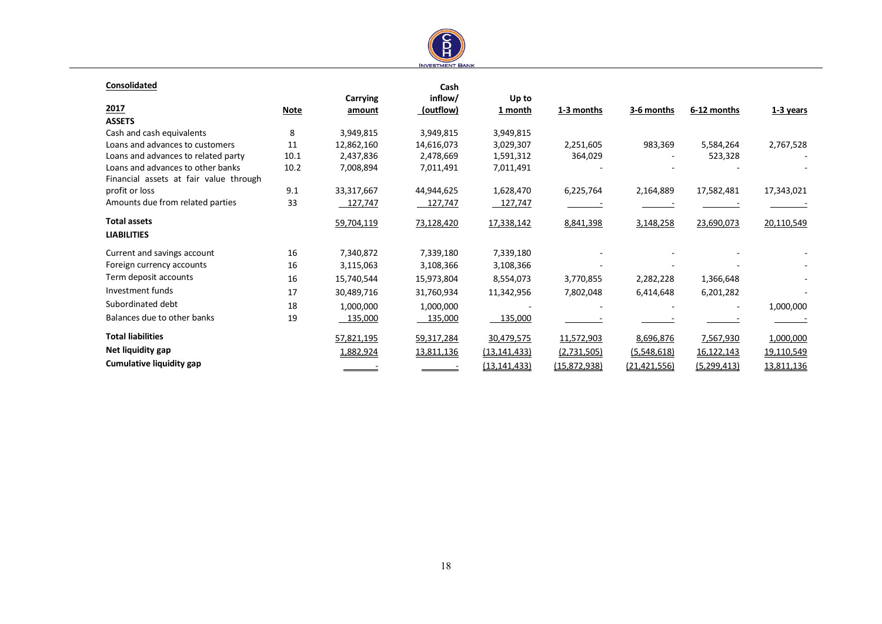**Consolidated**

| 2017 | Note | Carrying amount | Cash inflow/ (outflow) | Up to 1 month | 1-3 months | 3-6 months | 6-12 months | 1-3 years |
|---|---|---|---|---|---|---|---|---|
| **ASSETS** | | | | | | | | |
| Cash and cash equivalents | 8 | 3,949,815 | 3,949,815 | 3,949,815 | | | | |
| Loans and advances to customers | 11 | 12,862,160 | 14,616,073 | 3,029,307 | 2,251,605 | 983,369 | 5,584,264 | 2,767,528 |
| Loans and advances to related party | 10.1 | 2,437,836 | 2,478,669 | 1,591,312 | 364,029 | - | 523,328 | - |
| Loans and advances to other banks | 10.2 | 7,008,894 | 7,011,491 | 7,011,491 | - | - | - | - |
| Financial assets at fair value through profit or loss | 9.1 | 33,317,667 | 44,944,625 | 1,628,470 | 6,225,764 | 2,164,889 | 17,582,481 | 17,343,021 |
| Amounts due from related parties | 33 | 127,747 | 127,747 | 127,747 | - | - | - | - |
| **Total assets** | | 59,704,119 | 73,128,420 | 17,338,142 | 8,841,398 | 3,148,258 | 23,690,073 | 20,110,549 |
| **LIABILITIES** | | | | | | | | |
| Current and savings account | 16 | 7,340,872 | 7,339,180 | 7,339,180 | - | - | - | - |
| Foreign currency accounts | 16 | 3,115,063 | 3,108,366 | 3,108,366 | - | - | - | - |
| Term deposit accounts | 16 | 15,740,544 | 15,973,804 | 8,554,073 | 3,770,855 | 2,282,228 | 1,366,648 | - |
| Investment funds | 17 | 30,489,716 | 31,760,934 | 11,342,956 | 7,802,048 | 6,414,648 | 6,201,282 | - |
| Subordinated debt | 18 | 1,000,000 | 1,000,000 | - | - | - | - | 1,000,000 |
| Balances due to other banks | 19 | 135,000 | 135,000 | 135,000 | - | - | - | - |
| **Total liabilities** | | 57,821,195 | 59,317,284 | 30,479,575 | 11,572,903 | 8,696,876 | 7,567,930 | 1,000,000 |
| **Net liquidity gap** | | 1,882,924 | 13,811,136 | (13,141,433) | (2,731,505) | (5,548,618) | 16,122,143 | 19,110,549 |
| **Cumulative liquidity gap** | | - | - | (13,141,433) | (15,872,938) | (21,421,556) | (5,299,413) | 13,811,136 |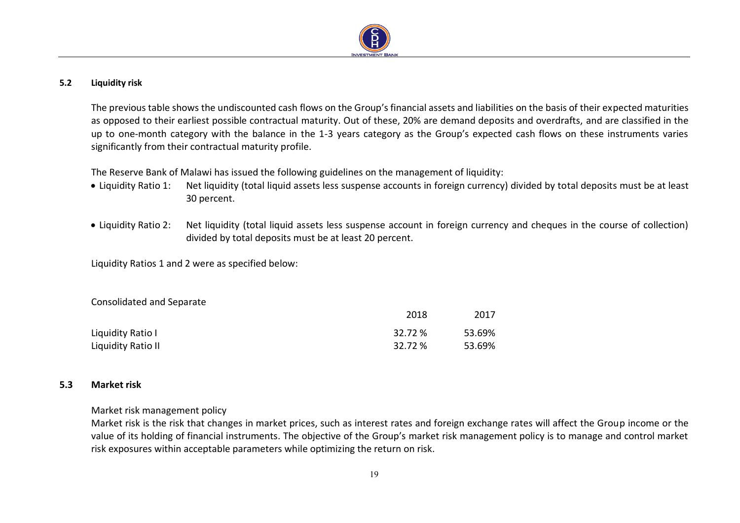### 5.2 Liquidity risk

The previous table shows the undiscounted cash flows on the Group's financial assets and liabilities on the basis of their expected maturities as opposed to their earliest possible contractual maturity. Out of these, 20% are demand deposits and overdrafts, and are classified in the up to one-month category with the balance in the 1-3 years category as the Group's expected cash flows on these instruments varies significantly from their contractual maturity profile.

The Reserve Bank of Malawi has issued the following guidelines on the management of liquidity:

- Liquidity Ratio 1: Net liquidity (total liquid assets less suspense accounts in foreign currency) divided by total deposits must be at least 30 percent.
- Liquidity Ratio 2: Net liquidity (total liquid assets less suspense account in foreign currency and cheques in the course of collection) divided by total deposits must be at least 20 percent.

Liquidity Ratios 1 and 2 were as specified below:

| Consolidated and Separate | 2018 | 2017 |
|---|---|---|
| Liquidity Ratio I | 32.72 % | 53.69% |
| Liquidity Ratio II | 32.72 % | 53.69% |

### 5.3 Market risk

Market risk management policy

Market risk is the risk that changes in market prices, such as interest rates and foreign exchange rates will affect the Group income or the value of its holding of financial instruments. The objective of the Group's market risk management policy is to manage and control market risk exposures within acceptable parameters while optimizing the return on risk.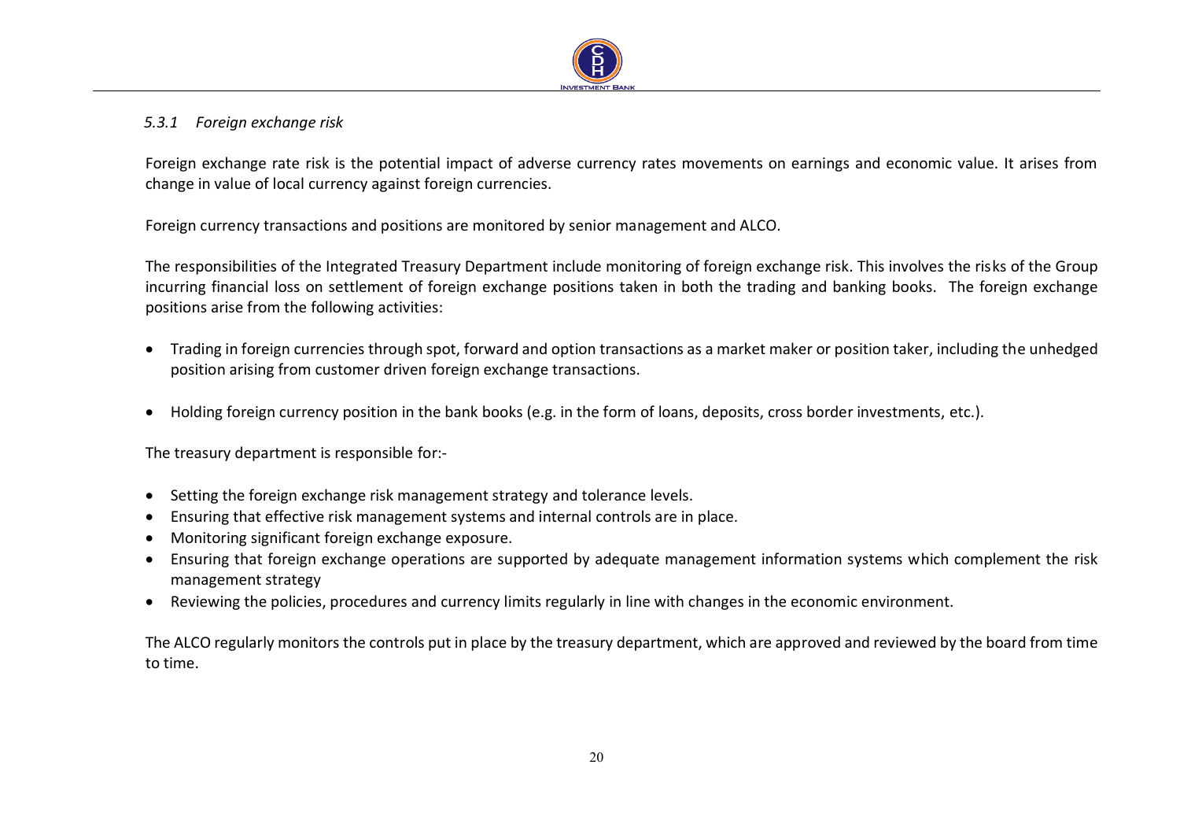### *5.3.1 Foreign exchange risk*

Foreign exchange rate risk is the potential impact of adverse currency rates movements on earnings and economic value. It arises from change in value of local currency against foreign currencies.

Foreign currency transactions and positions are monitored by senior management and ALCO.

The responsibilities of the Integrated Treasury Department include monitoring of foreign exchange risk. This involves the risks of the Group incurring financial loss on settlement of foreign exchange positions taken in both the trading and banking books. The foreign exchange positions arise from the following activities:

- Trading in foreign currencies through spot, forward and option transactions as a market maker or position taker, including the unhedged position arising from customer driven foreign exchange transactions.
- Holding foreign currency position in the bank books (e.g. in the form of loans, deposits, cross border investments, etc.).

The treasury department is responsible for:-

- Setting the foreign exchange risk management strategy and tolerance levels.
- Ensuring that effective risk management systems and internal controls are in place.
- Monitoring significant foreign exchange exposure.
- Ensuring that foreign exchange operations are supported by adequate management information systems which complement the risk management strategy
- Reviewing the policies, procedures and currency limits regularly in line with changes in the economic environment.

The ALCO regularly monitors the controls put in place by the treasury department, which are approved and reviewed by the board from time to time.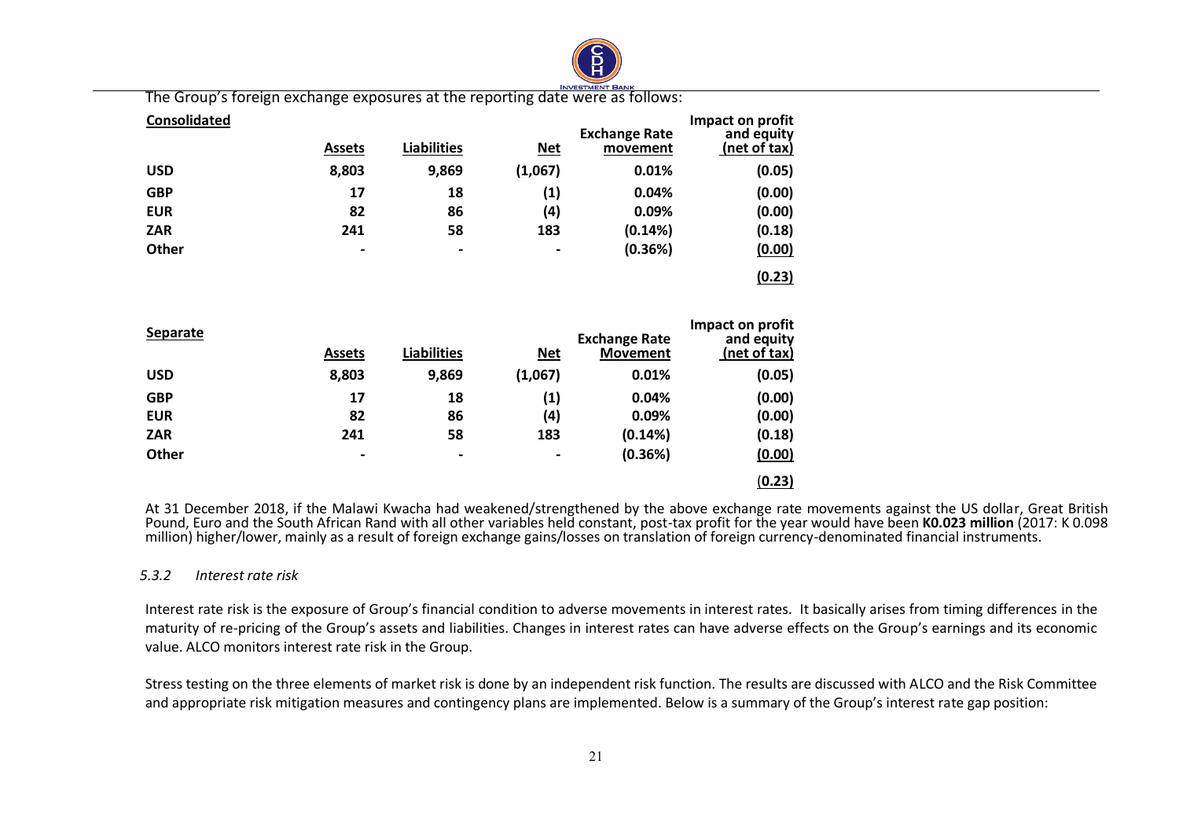The Group's foreign exchange exposures at the reporting date were as follows:

**Consolidated**

| | Assets | Liabilities | Net | Exchange Rate movement | Impact on profit and equity (net of tax) |
|---|---|---|---|---|---|
| **USD** | **8,803** | **9,869** | **(1,067)** | **0.01%** | **(0.05)** |
| **GBP** | **17** | **18** | **(1)** | **0.04%** | **(0.00)** |
| **EUR** | **82** | **86** | **(4)** | **0.09%** | **(0.00)** |
| **ZAR** | **241** | **58** | **183** | **(0.14%)** | **(0.18)** |
| **Other** | **-** | **-** | **-** | **(0.36%)** | **(0.00)** |
| | | | | | **(0.23)** |

**Separate**

| | Assets | Liabilities | Net | Exchange Rate Movement | Impact on profit and equity (net of tax) |
|---|---|---|---|---|---|
| **USD** | **8,803** | **9,869** | **(1,067)** | **0.01%** | **(0.05)** |
| **GBP** | **17** | **18** | **(1)** | **0.04%** | **(0.00)** |
| **EUR** | **82** | **86** | **(4)** | **0.09%** | **(0.00)** |
| **ZAR** | **241** | **58** | **183** | **(0.14%)** | **(0.18)** |
| **Other** | **-** | **-** | **-** | **(0.36%)** | **(0.00)** |
| | | | | | **(0.23)** |

At 31 December 2018, if the Malawi Kwacha had weakened/strengthened by the above exchange rate movements against the US dollar, Great British Pound, Euro and the South African Rand with all other variables held constant, post-tax profit for the year would have been **K0.023 million** (2017: K 0.098 million) higher/lower, mainly as a result of foreign exchange gains/losses on translation of foreign currency-denominated financial instruments.

### *5.3.2 Interest rate risk*

Interest rate risk is the exposure of Group's financial condition to adverse movements in interest rates. It basically arises from timing differences in the maturity of re-pricing of the Group's assets and liabilities. Changes in interest rates can have adverse effects on the Group's earnings and its economic value. ALCO monitors interest rate risk in the Group.

Stress testing on the three elements of market risk is done by an independent risk function. The results are discussed with ALCO and the Risk Committee and appropriate risk mitigation measures and contingency plans are implemented. Below is a summary of the Group's interest rate gap position: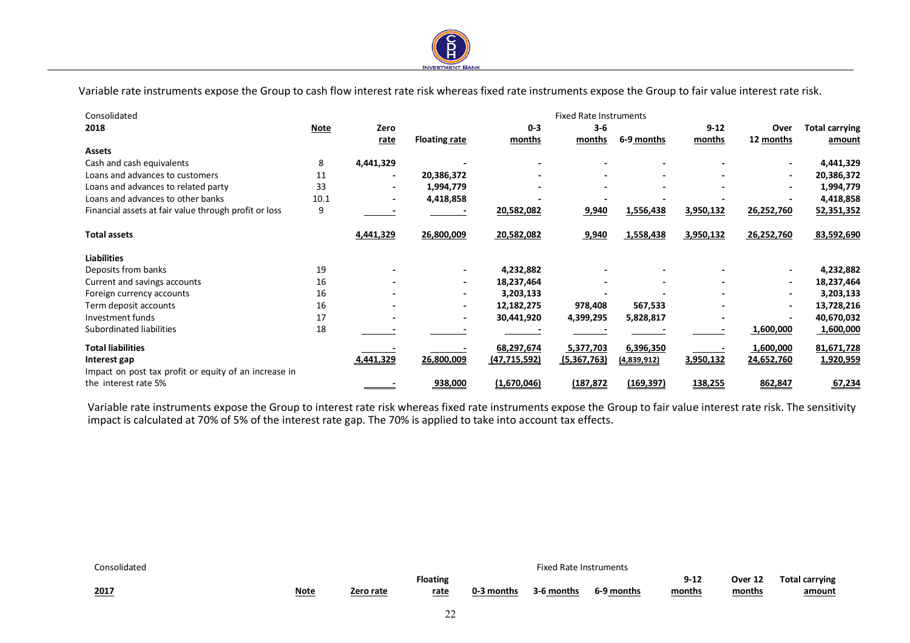Variable rate instruments expose the Group to cash flow interest rate risk whereas fixed rate instruments expose the Group to fair value interest rate risk.

| Consolidated | | | | Fixed Rate Instruments | | | | | |
|---|---|---|---|---|---|---|---|---|---|
| **2018** | **Note** | **Zero rate** | **Floating rate** | **0-3 months** | **3-6 months** | **6-9 months** | **9-12 months** | **Over 12 months** | **Total carrying amount** |
| **Assets** | | | | | | | | | |
| Cash and cash equivalents | 8 | **4,441,329** | - | - | - | - | - | - | **4,441,329** |
| Loans and advances to customers | 11 | - | **20,386,372** | - | - | - | - | - | **20,386,372** |
| Loans and advances to related party | 33 | - | **1,994,779** | - | - | - | - | - | **1,994,779** |
| Loans and advances to other banks | 10.1 | - | **4,418,858** | - | - | - | - | - | **4,418,858** |
| Financial assets at fair value through profit or loss | 9 | - | - | **20,582,082** | **9,940** | **1,556,438** | **3,950,132** | **26,252,760** | **52,351,352** |
| **Total assets** | | **4,441,329** | **26,800,009** | **20,582,082** | **9,940** | **1,558,438** | **3,950,132** | **26,252,760** | **83,592,690** |
| **Liabilities** | | | | | | | | | |
| Deposits from banks | 19 | - | - | **4,232,882** | - | - | - | - | **4,232,882** |
| Current and savings accounts | 16 | - | - | **18,237,464** | - | - | - | - | **18,237,464** |
| Foreign currency accounts | 16 | - | - | **3,203,133** | - | - | - | - | **3,203,133** |
| Term deposit accounts | 16 | - | - | **12,182,275** | **978,408** | **567,533** | - | - | **13,728,216** |
| Investment funds | 17 | - | - | **30,441,920** | **4,399,295** | **5,828,817** | - | - | **40,670,032** |
| Subordinated liabilities | 18 | - | - | - | - | - | - | **1,600,000** | **1,600,000** |
| **Total liabilities** | | - | - | **68,297,674** | **5,377,703** | **6,396,350** | - | **1,600,000** | **81,671,728** |
| **Interest gap** | | **4,441,329** | **26,800,009** | **(47,715,592)** | **(5,367,763)** | **(4,839,912)** | **3,950,132** | **24,652,760** | **1,920,959** |
| Impact on post tax profit or equity of an increase in the interest rate 5% | | - | **938,000** | **(1,670,046)** | **(187,872** | **(169,397)** | **138,255** | **862,847** | **67,234** |

Variable rate instruments expose the Group to interest rate risk whereas fixed rate instruments expose the Group to fair value interest rate risk. The sensitivity impact is calculated at 70% of 5% of the interest rate gap. The 70% is applied to take into account tax effects.

| Consolidated | | | | Fixed Rate Instruments | | | | | |
|---|---|---|---|---|---|---|---|---|---|
| **2017** | **Note** | **Zero rate** | **Floating rate** | **0-3 months** | **3-6 months** | **6-9 months** | **9-12 months** | **Over 12 months** | **Total carrying amount** |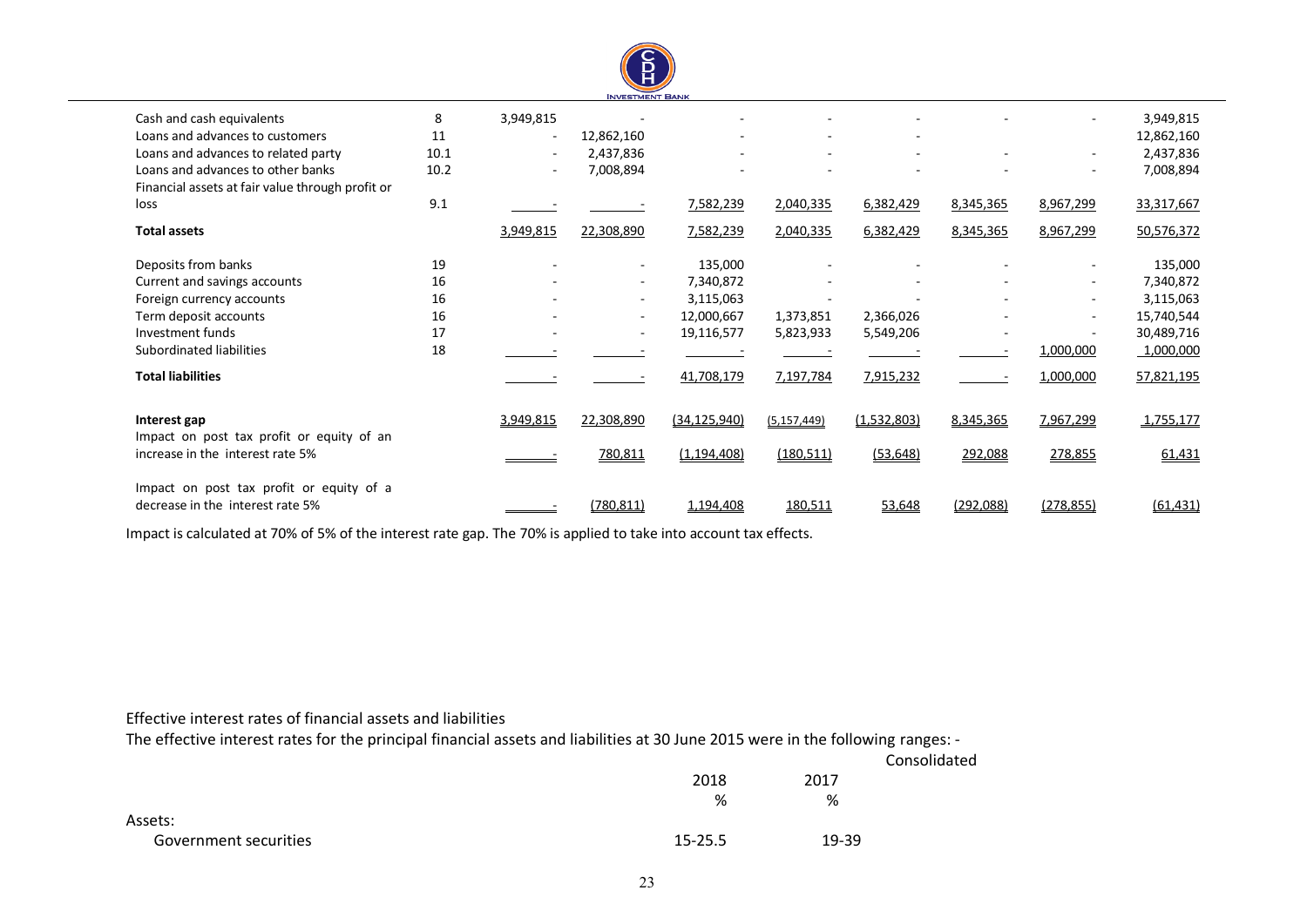| | Note | | | | | | | | Total |
|---|---|---|---|---|---|---|---|---|---|
| Cash and cash equivalents | 8 | 3,949,815 | - | - | - | - | - | - | 3,949,815 |
| Loans and advances to customers | 11 | - | 12,862,160 | - | - | - | | | 12,862,160 |
| Loans and advances to related party | 10.1 | - | 2,437,836 | - | - | - | - | - | 2,437,836 |
| Loans and advances to other banks | 10.2 | - | 7,008,894 | - | - | - | - | - | 7,008,894 |
| Financial assets at fair value through profit or loss | 9.1 | - | - | 7,582,239 | 2,040,335 | 6,382,429 | 8,345,365 | 8,967,299 | 33,317,667 |
| **Total assets** | | 3,949,815 | 22,308,890 | 7,582,239 | 2,040,335 | 6,382,429 | 8,345,365 | 8,967,299 | 50,576,372 |
| Deposits from banks | 19 | - | - | 135,000 | - | - | - | - | 135,000 |
| Current and savings accounts | 16 | - | - | 7,340,872 | - | - | - | - | 7,340,872 |
| Foreign currency accounts | 16 | - | - | 3,115,063 | - | - | - | - | 3,115,063 |
| Term deposit accounts | 16 | - | - | 12,000,667 | 1,373,851 | 2,366,026 | - | - | 15,740,544 |
| Investment funds | 17 | - | - | 19,116,577 | 5,823,933 | 5,549,206 | - | - | 30,489,716 |
| Subordinated liabilities | 18 | - | - | - | - | - | - | 1,000,000 | 1,000,000 |
| **Total liabilities** | | - | - | 41,708,179 | 7,197,784 | 7,915,232 | - | 1,000,000 | 57,821,195 |
| **Interest gap** | | 3,949,815 | 22,308,890 | (34,125,940) | (5,157,449) | (1,532,803) | 8,345,365 | 7,967,299 | 1,755,177 |
| Impact on post tax profit or equity of an increase in the interest rate 5% | | - | 780,811 | (1,194,408) | (180,511) | (53,648) | 292,088 | 278,855 | 61,431 |
| Impact on post tax profit or equity of a decrease in the interest rate 5% | | - | (780,811) | 1,194,408 | 180,511 | 53,648 | (292,088) | (278,855) | (61,431) |

Impact is calculated at 70% of 5% of the interest rate gap. The 70% is applied to take into account tax effects.

Effective interest rates of financial assets and liabilities

The effective interest rates for the principal financial assets and liabilities at 30 June 2015 were in the following ranges: -

| | Consolidated | |
|---|---|---|
| | 2018 | 2017 |
| | % | % |
| Assets: | | |
| Government securities | 15-25.5 | 19-39 |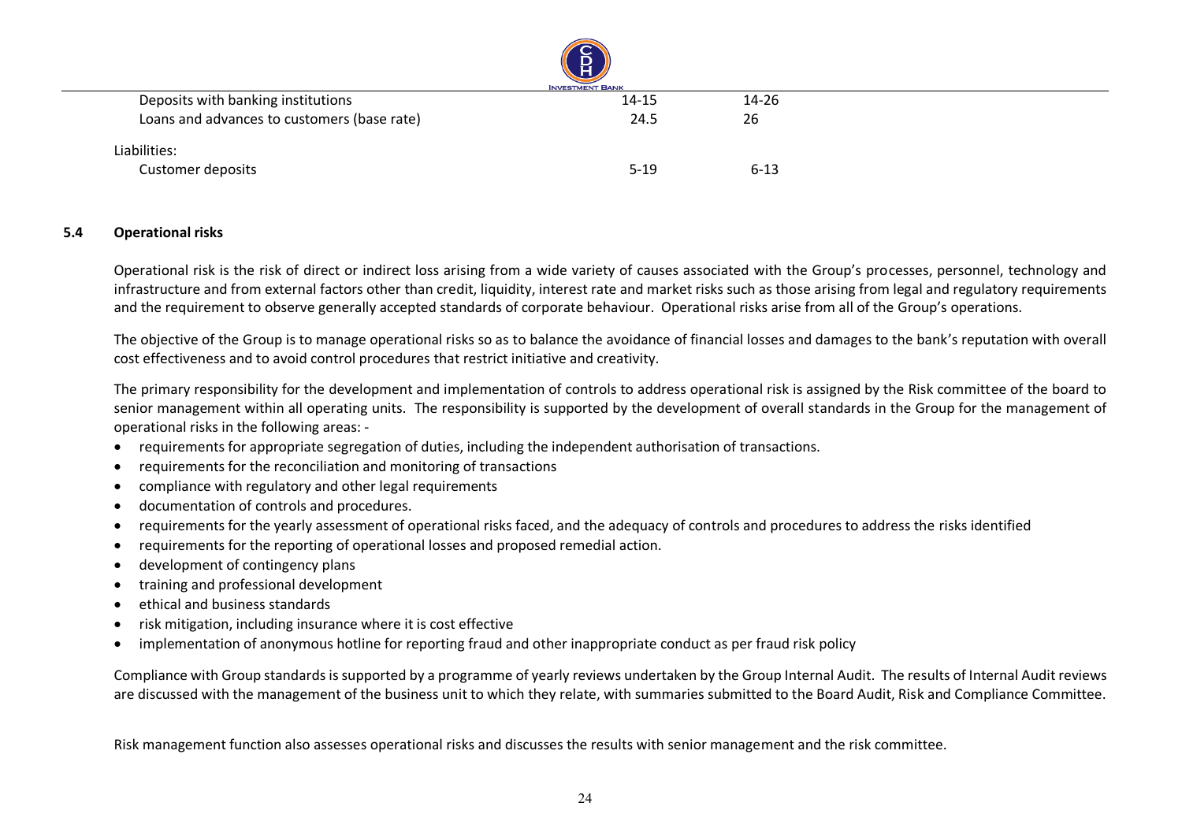| | | |
|---|---|---|
| Deposits with banking institutions | 14-15 | 14-26 |
| Loans and advances to customers (base rate) | 24.5 | 26 |
| Liabilities: | | |
| Customer deposits | 5-19 | 6-13 |

### 5.4 Operational risks

Operational risk is the risk of direct or indirect loss arising from a wide variety of causes associated with the Group's processes, personnel, technology and infrastructure and from external factors other than credit, liquidity, interest rate and market risks such as those arising from legal and regulatory requirements and the requirement to observe generally accepted standards of corporate behaviour. Operational risks arise from all of the Group's operations.

The objective of the Group is to manage operational risks so as to balance the avoidance of financial losses and damages to the bank's reputation with overall cost effectiveness and to avoid control procedures that restrict initiative and creativity.

The primary responsibility for the development and implementation of controls to address operational risk is assigned by the Risk committee of the board to senior management within all operating units. The responsibility is supported by the development of overall standards in the Group for the management of operational risks in the following areas: -

- requirements for appropriate segregation of duties, including the independent authorisation of transactions.
- requirements for the reconciliation and monitoring of transactions
- compliance with regulatory and other legal requirements
- documentation of controls and procedures.
- requirements for the yearly assessment of operational risks faced, and the adequacy of controls and procedures to address the risks identified
- requirements for the reporting of operational losses and proposed remedial action.
- development of contingency plans
- training and professional development
- ethical and business standards
- risk mitigation, including insurance where it is cost effective
- implementation of anonymous hotline for reporting fraud and other inappropriate conduct as per fraud risk policy

Compliance with Group standards is supported by a programme of yearly reviews undertaken by the Group Internal Audit. The results of Internal Audit reviews are discussed with the management of the business unit to which they relate, with summaries submitted to the Board Audit, Risk and Compliance Committee.

Risk management function also assesses operational risks and discusses the results with senior management and the risk committee.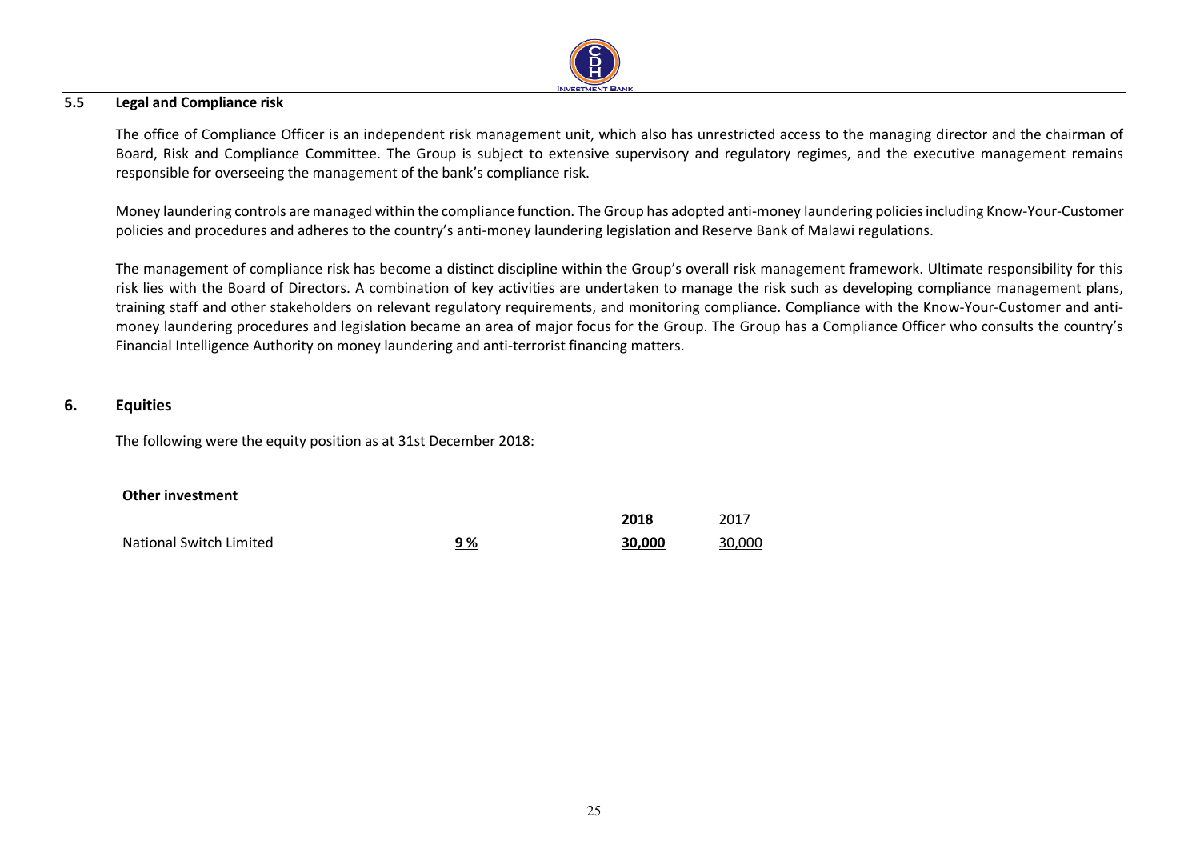### 5.5 Legal and Compliance risk

The office of Compliance Officer is an independent risk management unit, which also has unrestricted access to the managing director and the chairman of Board, Risk and Compliance Committee. The Group is subject to extensive supervisory and regulatory regimes, and the executive management remains responsible for overseeing the management of the bank's compliance risk.

Money laundering controls are managed within the compliance function. The Group has adopted anti-money laundering policies including Know-Your-Customer policies and procedures and adheres to the country's anti-money laundering legislation and Reserve Bank of Malawi regulations.

The management of compliance risk has become a distinct discipline within the Group's overall risk management framework. Ultimate responsibility for this risk lies with the Board of Directors. A combination of key activities are undertaken to manage the risk such as developing compliance management plans, training staff and other stakeholders on relevant regulatory requirements, and monitoring compliance. Compliance with the Know-Your-Customer and anti-money laundering procedures and legislation became an area of major focus for the Group. The Group has a Compliance Officer who consults the country's Financial Intelligence Authority on money laundering and anti-terrorist financing matters.

## 6. Equities

The following were the equity position as at 31st December 2018:

**Other investment**

| | | **2018** | 2017 |
|---|---|---|---|
| National Switch Limited | **9 %** | **30,000** | 30,000 |